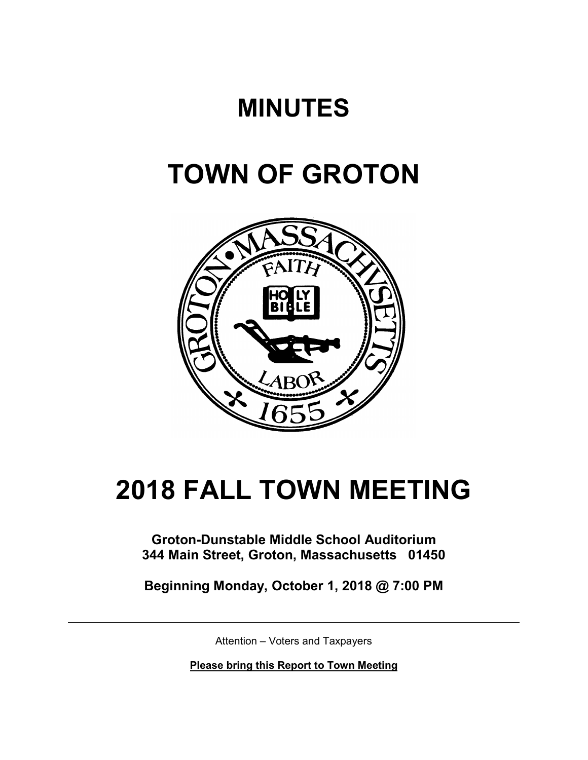# MINUTES

# TOWN OF GROTON

# 2018 FALL TOWN MEETING

**Groton-Dunstable Middle School Auditorium**
**344 Main Street, Groton, Massachusetts 01450**

**Beginning Monday, October 1, 2018 @ 7:00 PM**

---

Attention – Voters and Taxpayers

**Please bring this Report to Town Meeting**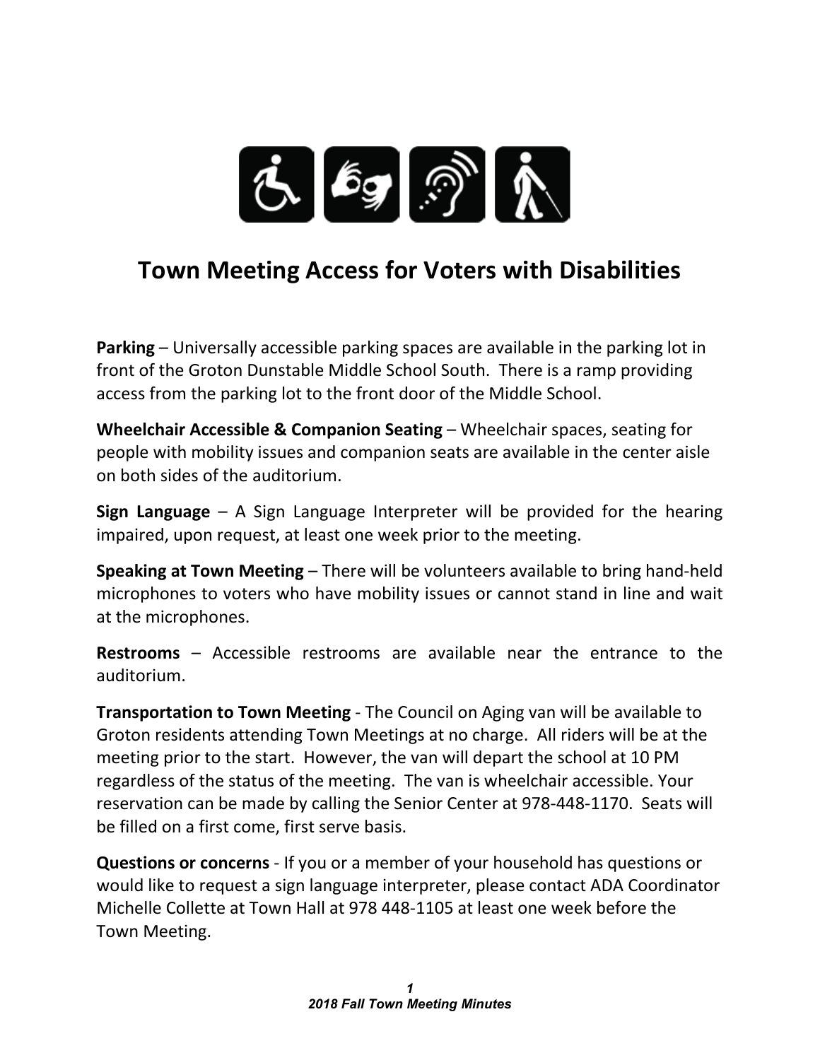# Town Meeting Access for Voters with Disabilities

**Parking** – Universally accessible parking spaces are available in the parking lot in front of the Groton Dunstable Middle School South. There is a ramp providing access from the parking lot to the front door of the Middle School.

**Wheelchair Accessible & Companion Seating** – Wheelchair spaces, seating for people with mobility issues and companion seats are available in the center aisle on both sides of the auditorium.

**Sign Language** – A Sign Language Interpreter will be provided for the hearing impaired, upon request, at least one week prior to the meeting.

**Speaking at Town Meeting** – There will be volunteers available to bring hand-held microphones to voters who have mobility issues or cannot stand in line and wait at the microphones.

**Restrooms** – Accessible restrooms are available near the entrance to the auditorium.

**Transportation to Town Meeting** - The Council on Aging van will be available to Groton residents attending Town Meetings at no charge. All riders will be at the meeting prior to the start. However, the van will depart the school at 10 PM regardless of the status of the meeting. The van is wheelchair accessible. Your reservation can be made by calling the Senior Center at 978-448-1170. Seats will be filled on a first come, first serve basis.

**Questions or concerns** - If you or a member of your household has questions or would like to request a sign language interpreter, please contact ADA Coordinator Michelle Collette at Town Hall at 978 448-1105 at least one week before the Town Meeting.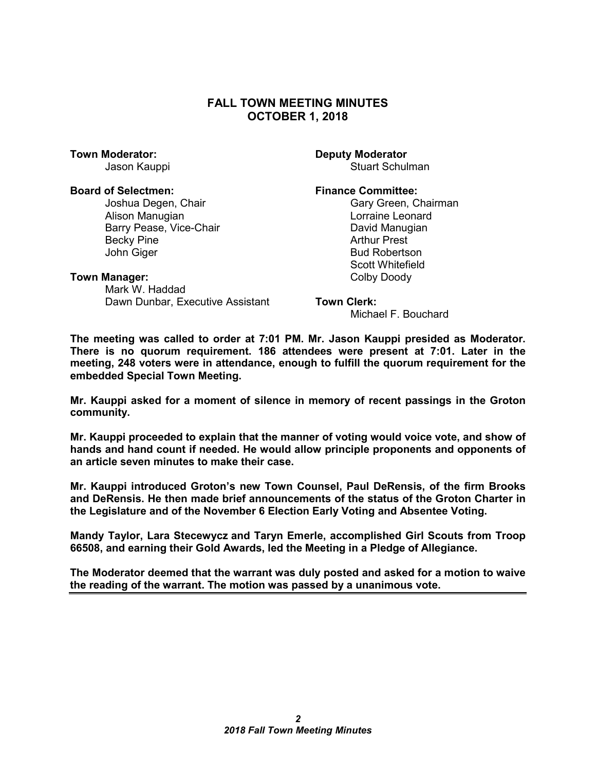# FALL TOWN MEETING MINUTES
# OCTOBER 1, 2018

**Town Moderator:**
Jason Kauppi

**Deputy Moderator**
Stuart Schulman

**Board of Selectmen:**
Joshua Degen, Chair
Alison Manugian
Barry Pease, Vice-Chair
Becky Pine
John Giger

**Finance Committee:**
Gary Green, Chairman
Lorraine Leonard
David Manugian
Arthur Prest
Bud Robertson
Scott Whitefield
Colby Doody

**Town Manager:**
Mark W. Haddad
Dawn Dunbar, Executive Assistant

**Town Clerk:**
Michael F. Bouchard

**The meeting was called to order at 7:01 PM. Mr. Jason Kauppi presided as Moderator. There is no quorum requirement. 186 attendees were present at 7:01. Later in the meeting, 248 voters were in attendance, enough to fulfill the quorum requirement for the embedded Special Town Meeting.**

**Mr. Kauppi asked for a moment of silence in memory of recent passings in the Groton community.**

**Mr. Kauppi proceeded to explain that the manner of voting would voice vote, and show of hands and hand count if needed. He would allow principle proponents and opponents of an article seven minutes to make their case.**

**Mr. Kauppi introduced Groton's new Town Counsel, Paul DeRensis, of the firm Brooks and DeRensis. He then made brief announcements of the status of the Groton Charter in the Legislature and of the November 6 Election Early Voting and Absentee Voting.**

**Mandy Taylor, Lara Stecewycz and Taryn Emerle, accomplished Girl Scouts from Troop 66508, and earning their Gold Awards, led the Meeting in a Pledge of Allegiance.**

**The Moderator deemed that the warrant was duly posted and asked for a motion to waive the reading of the warrant. The motion was passed by a unanimous vote.**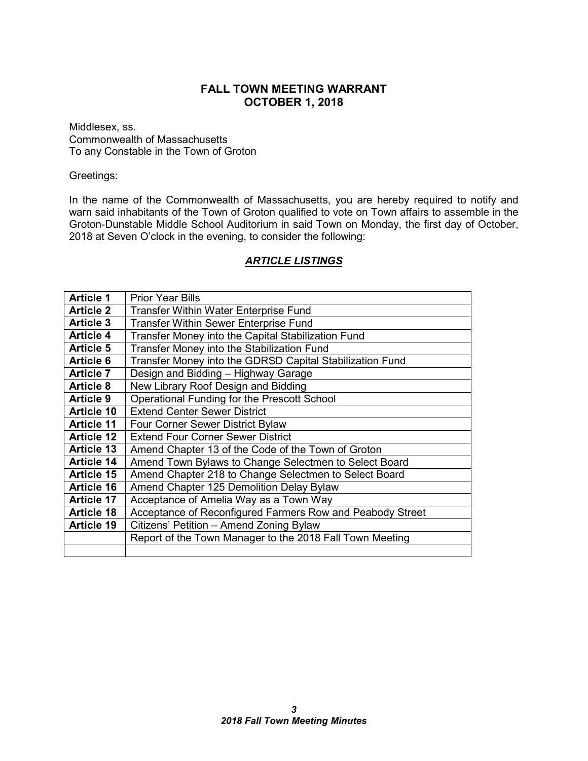# FALL TOWN MEETING WARRANT
# OCTOBER 1, 2018

Middlesex, ss.
Commonwealth of Massachusetts
To any Constable in the Town of Groton

Greetings:

In the name of the Commonwealth of Massachusetts, you are hereby required to notify and warn said inhabitants of the Town of Groton qualified to vote on Town affairs to assemble in the Groton-Dunstable Middle School Auditorium in said Town on Monday, the first day of October, 2018 at Seven O'clock in the evening, to consider the following:

## ***ARTICLE LISTINGS***

| | |
|---|---|
| **Article 1** | Prior Year Bills |
| **Article 2** | Transfer Within Water Enterprise Fund |
| **Article 3** | Transfer Within Sewer Enterprise Fund |
| **Article 4** | Transfer Money into the Capital Stabilization Fund |
| **Article 5** | Transfer Money into the Stabilization Fund |
| **Article 6** | Transfer Money into the GDRSD Capital Stabilization Fund |
| **Article 7** | Design and Bidding – Highway Garage |
| **Article 8** | New Library Roof Design and Bidding |
| **Article 9** | Operational Funding for the Prescott School |
| **Article 10** | Extend Center Sewer District |
| **Article 11** | Four Corner Sewer District Bylaw |
| **Article 12** | Extend Four Corner Sewer District |
| **Article 13** | Amend Chapter 13 of the Code of the Town of Groton |
| **Article 14** | Amend Town Bylaws to Change Selectmen to Select Board |
| **Article 15** | Amend Chapter 218 to Change Selectmen to Select Board |
| **Article 16** | Amend Chapter 125 Demolition Delay Bylaw |
| **Article 17** | Acceptance of Amelia Way as a Town Way |
| **Article 18** | Acceptance of Reconfigured Farmers Row and Peabody Street |
| **Article 19** | Citizens' Petition – Amend Zoning Bylaw |
| | Report of the Town Manager to the 2018 Fall Town Meeting |
| | |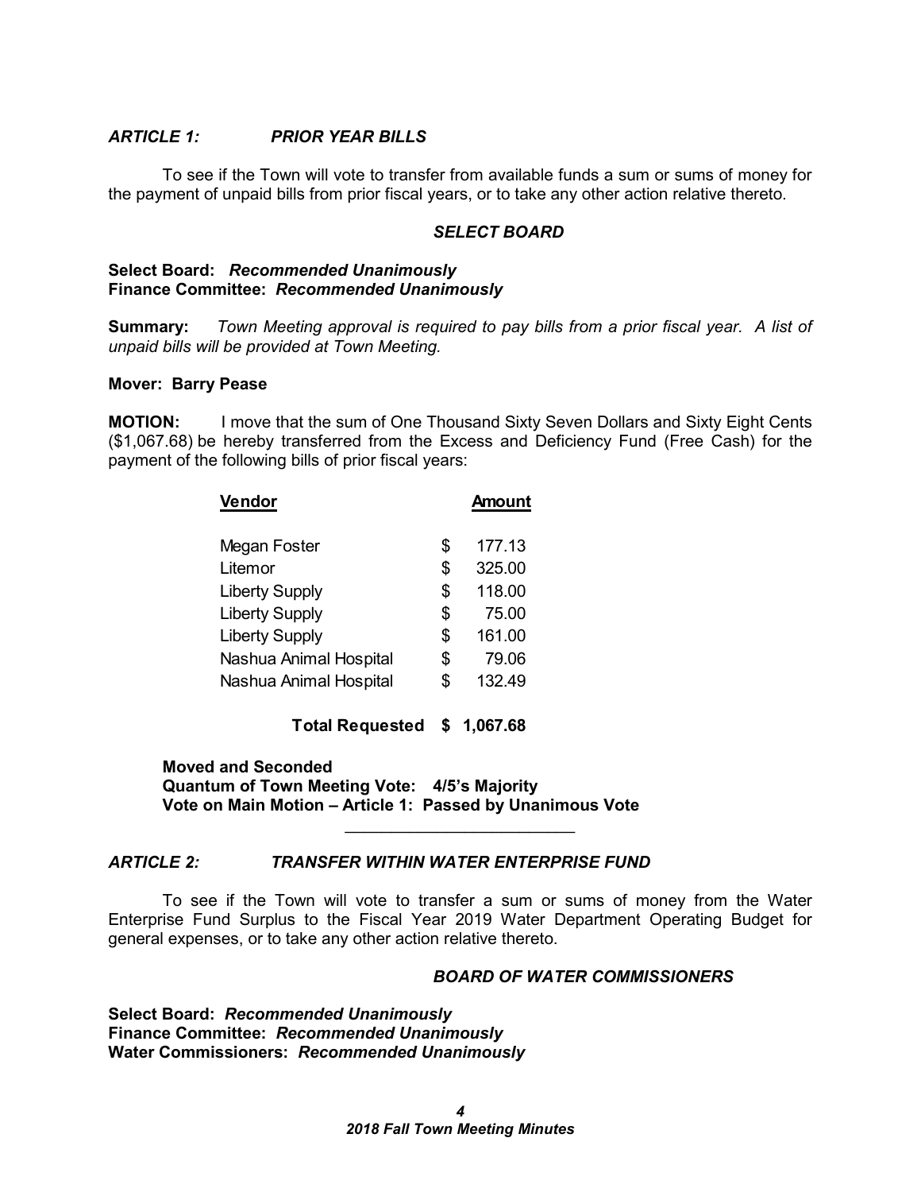### *ARTICLE 1: PRIOR YEAR BILLS*

To see if the Town will vote to transfer from available funds a sum or sums of money for the payment of unpaid bills from prior fiscal years, or to take any other action relative thereto.

***SELECT BOARD***

**Select Board:** ***Recommended Unanimously***
**Finance Committee:** ***Recommended Unanimously***

**Summary:** *Town Meeting approval is required to pay bills from a prior fiscal year. A list of unpaid bills will be provided at Town Meeting.*

**Mover: Barry Pease**

**MOTION:** I move that the sum of One Thousand Sixty Seven Dollars and Sixty Eight Cents ($1,067.68) be hereby transferred from the Excess and Deficiency Fund (Free Cash) for the payment of the following bills of prior fiscal years:

| Vendor | Amount |
|---|---|
| Megan Foster | $ 177.13 |
| Litemor | $ 325.00 |
| Liberty Supply | $ 118.00 |
| Liberty Supply | $ 75.00 |
| Liberty Supply | $ 161.00 |
| Nashua Animal Hospital | $ 79.06 |
| Nashua Animal Hospital | $ 132.49 |
| **Total Requested** | **$ 1,067.68** |

**Moved and Seconded**
**Quantum of Town Meeting Vote: 4/5's Majority**
**Vote on Main Motion – Article 1: Passed by Unanimous Vote**

---

### *ARTICLE 2: TRANSFER WITHIN WATER ENTERPRISE FUND*

To see if the Town will vote to transfer a sum or sums of money from the Water Enterprise Fund Surplus to the Fiscal Year 2019 Water Department Operating Budget for general expenses, or to take any other action relative thereto.

***BOARD OF WATER COMMISSIONERS***

**Select Board:** ***Recommended Unanimously***
**Finance Committee:** ***Recommended Unanimously***
**Water Commissioners:** ***Recommended Unanimously***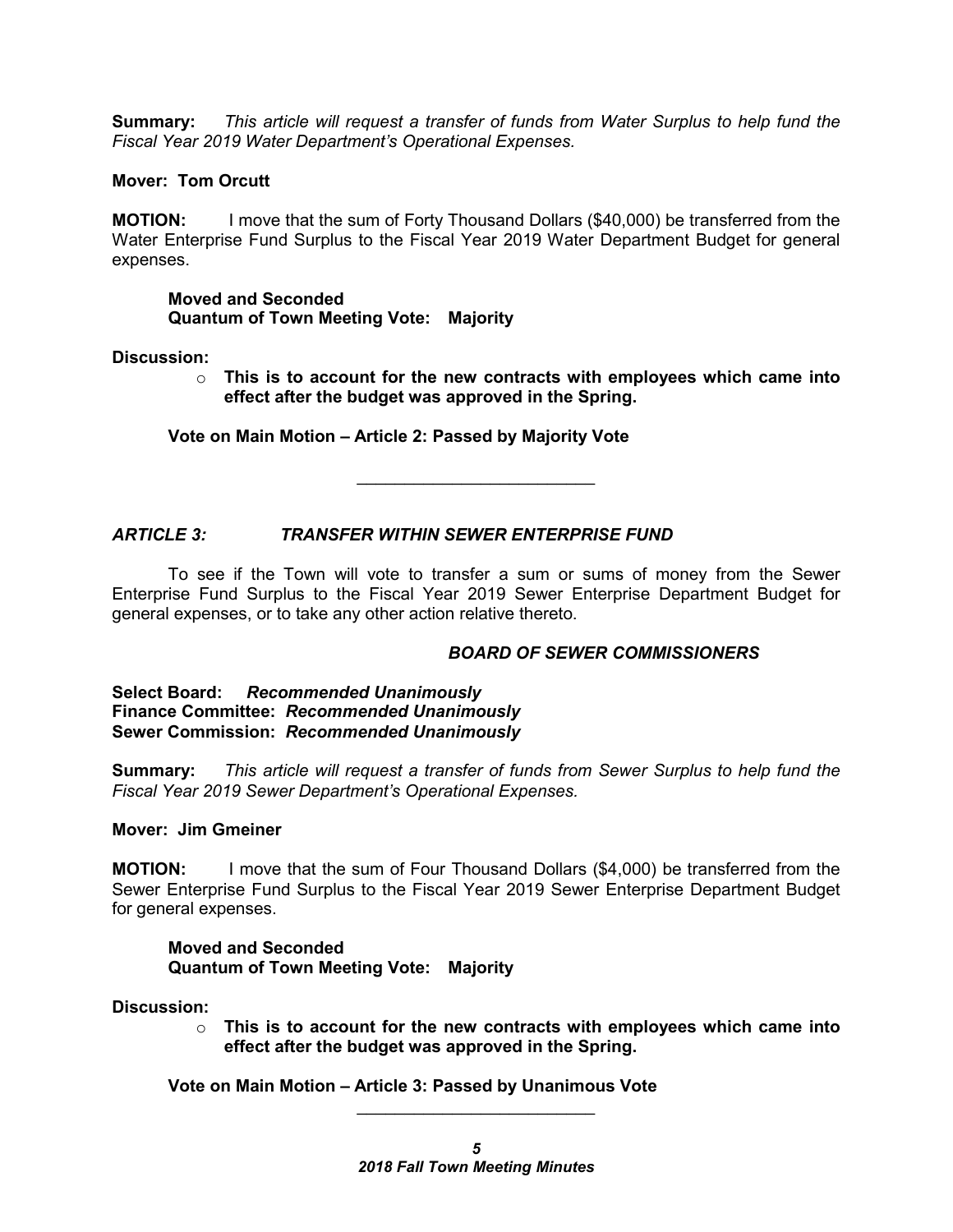**Summary:** *This article will request a transfer of funds from Water Surplus to help fund the Fiscal Year 2019 Water Department's Operational Expenses.*

**Mover: Tom Orcutt**

**MOTION:** I move that the sum of Forty Thousand Dollars ($40,000) be transferred from the Water Enterprise Fund Surplus to the Fiscal Year 2019 Water Department Budget for general expenses.

**Moved and Seconded**
**Quantum of Town Meeting Vote: Majority**

**Discussion:**

- **This is to account for the new contracts with employees which came into effect after the budget was approved in the Spring.**

**Vote on Main Motion – Article 2: Passed by Majority Vote**

---

### *ARTICLE 3: TRANSFER WITHIN SEWER ENTERPRISE FUND*

To see if the Town will vote to transfer a sum or sums of money from the Sewer Enterprise Fund Surplus to the Fiscal Year 2019 Sewer Enterprise Department Budget for general expenses, or to take any other action relative thereto.

***BOARD OF SEWER COMMISSIONERS***

**Select Board:** ***Recommended Unanimously***
**Finance Committee:** ***Recommended Unanimously***
**Sewer Commission:** ***Recommended Unanimously***

**Summary:** *This article will request a transfer of funds from Sewer Surplus to help fund the Fiscal Year 2019 Sewer Department's Operational Expenses.*

**Mover: Jim Gmeiner**

**MOTION:** I move that the sum of Four Thousand Dollars ($4,000) be transferred from the Sewer Enterprise Fund Surplus to the Fiscal Year 2019 Sewer Enterprise Department Budget for general expenses.

**Moved and Seconded**
**Quantum of Town Meeting Vote: Majority**

**Discussion:**

- **This is to account for the new contracts with employees which came into effect after the budget was approved in the Spring.**

**Vote on Main Motion – Article 3: Passed by Unanimous Vote**

---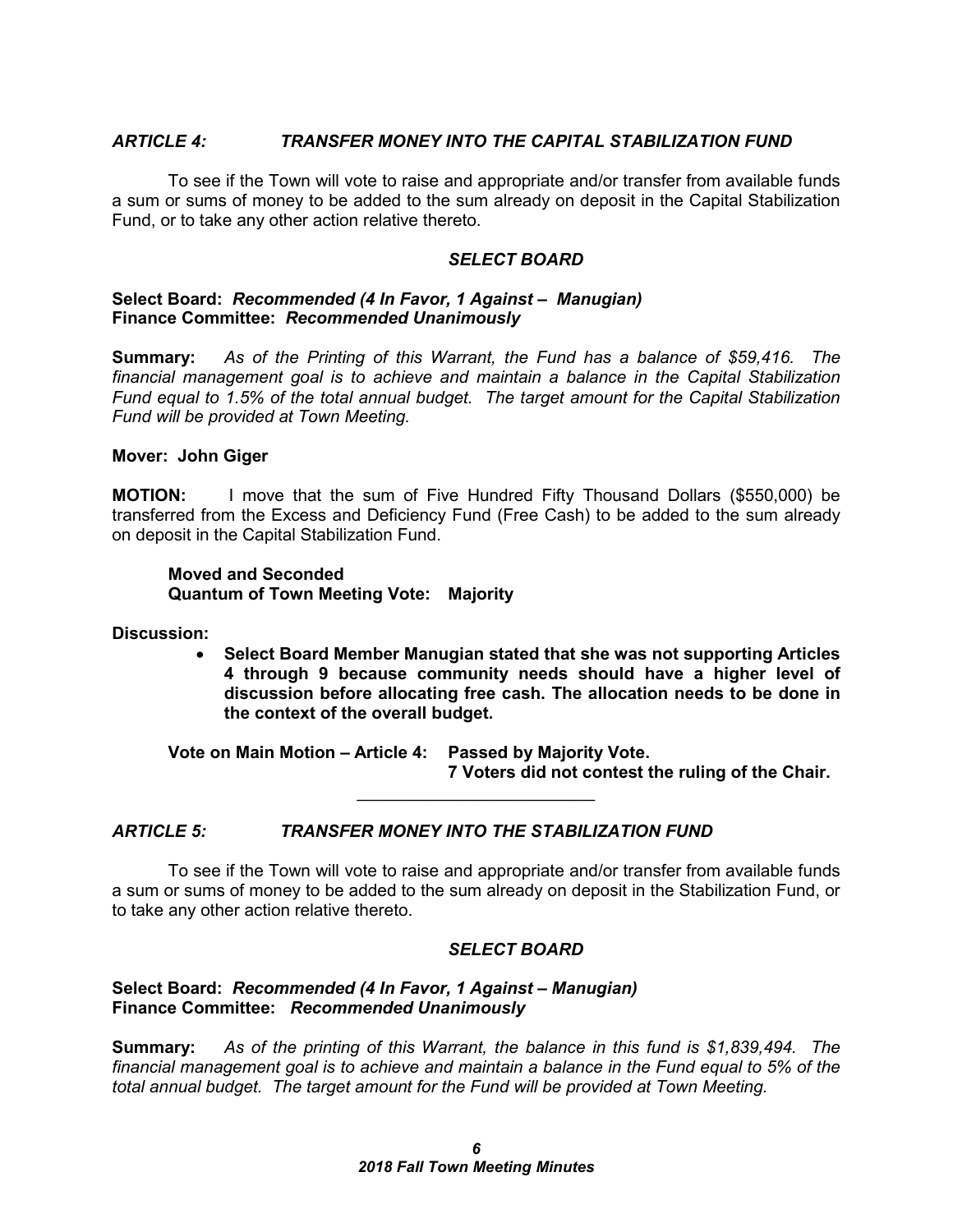### *ARTICLE 4: TRANSFER MONEY INTO THE CAPITAL STABILIZATION FUND*

To see if the Town will vote to raise and appropriate and/or transfer from available funds a sum or sums of money to be added to the sum already on deposit in the Capital Stabilization Fund, or to take any other action relative thereto.

*SELECT BOARD*

**Select Board:** ***Recommended (4 In Favor, 1 Against – Manugian)***
**Finance Committee:** ***Recommended Unanimously***

**Summary:** *As of the Printing of this Warrant, the Fund has a balance of $59,416. The financial management goal is to achieve and maintain a balance in the Capital Stabilization Fund equal to 1.5% of the total annual budget. The target amount for the Capital Stabilization Fund will be provided at Town Meeting.*

**Mover: John Giger**

**MOTION:** I move that the sum of Five Hundred Fifty Thousand Dollars ($550,000) be transferred from the Excess and Deficiency Fund (Free Cash) to be added to the sum already on deposit in the Capital Stabilization Fund.

**Moved and Seconded**
**Quantum of Town Meeting Vote: Majority**

**Discussion:**

- **Select Board Member Manugian stated that she was not supporting Articles 4 through 9 because community needs should have a higher level of discussion before allocating free cash. The allocation needs to be done in the context of the overall budget.**

**Vote on Main Motion – Article 4: Passed by Majority Vote.**
**7 Voters did not contest the ruling of the Chair.**

---

### *ARTICLE 5: TRANSFER MONEY INTO THE STABILIZATION FUND*

To see if the Town will vote to raise and appropriate and/or transfer from available funds a sum or sums of money to be added to the sum already on deposit in the Stabilization Fund, or to take any other action relative thereto.

*SELECT BOARD*

**Select Board:** ***Recommended (4 In Favor, 1 Against – Manugian)***
**Finance Committee:** ***Recommended Unanimously***

**Summary:** *As of the printing of this Warrant, the balance in this fund is $1,839,494. The financial management goal is to achieve and maintain a balance in the Fund equal to 5% of the total annual budget. The target amount for the Fund will be provided at Town Meeting.*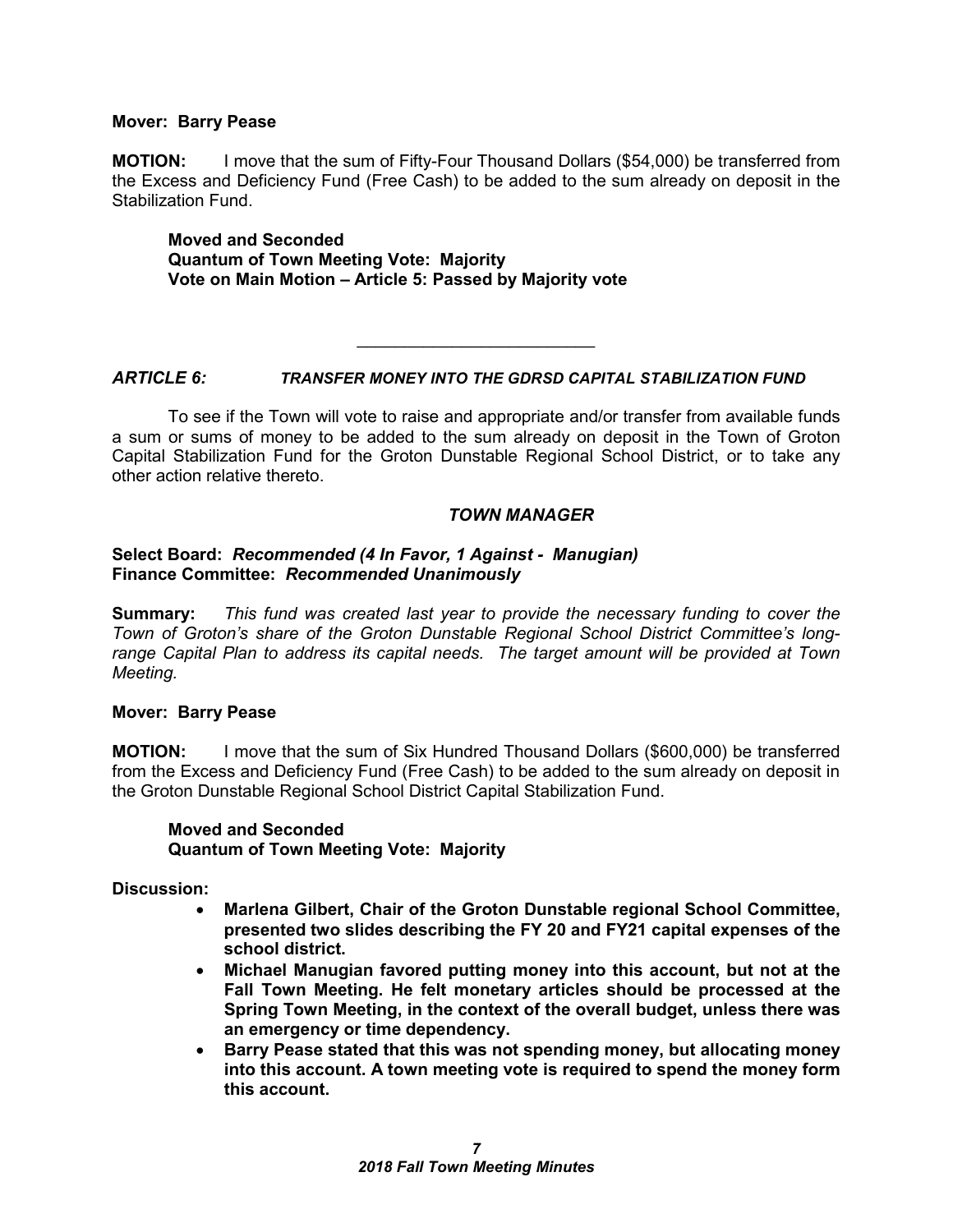**Mover: Barry Pease**

**MOTION:** I move that the sum of Fifty-Four Thousand Dollars ($54,000) be transferred from the Excess and Deficiency Fund (Free Cash) to be added to the sum already on deposit in the Stabilization Fund.

> **Moved and Seconded**
> **Quantum of Town Meeting Vote: Majority**
> **Vote on Main Motion – Article 5: Passed by Majority vote**

---

## *ARTICLE 6: TRANSFER MONEY INTO THE GDRSD CAPITAL STABILIZATION FUND*

To see if the Town will vote to raise and appropriate and/or transfer from available funds a sum or sums of money to be added to the sum already on deposit in the Town of Groton Capital Stabilization Fund for the Groton Dunstable Regional School District, or to take any other action relative thereto.

***TOWN MANAGER***

**Select Board:** ***Recommended (4 In Favor, 1 Against - Manugian)***
**Finance Committee:** ***Recommended Unanimously***

**Summary:** *This fund was created last year to provide the necessary funding to cover the Town of Groton's share of the Groton Dunstable Regional School District Committee's long-range Capital Plan to address its capital needs. The target amount will be provided at Town Meeting.*

**Mover: Barry Pease**

**MOTION:** I move that the sum of Six Hundred Thousand Dollars ($600,000) be transferred from the Excess and Deficiency Fund (Free Cash) to be added to the sum already on deposit in the Groton Dunstable Regional School District Capital Stabilization Fund.

> **Moved and Seconded**
> **Quantum of Town Meeting Vote: Majority**

**Discussion:**

- **Marlena Gilbert, Chair of the Groton Dunstable regional School Committee, presented two slides describing the FY 20 and FY21 capital expenses of the school district.**
- **Michael Manugian favored putting money into this account, but not at the Fall Town Meeting. He felt monetary articles should be processed at the Spring Town Meeting, in the context of the overall budget, unless there was an emergency or time dependency.**
- **Barry Pease stated that this was not spending money, but allocating money into this account. A town meeting vote is required to spend the money form this account.**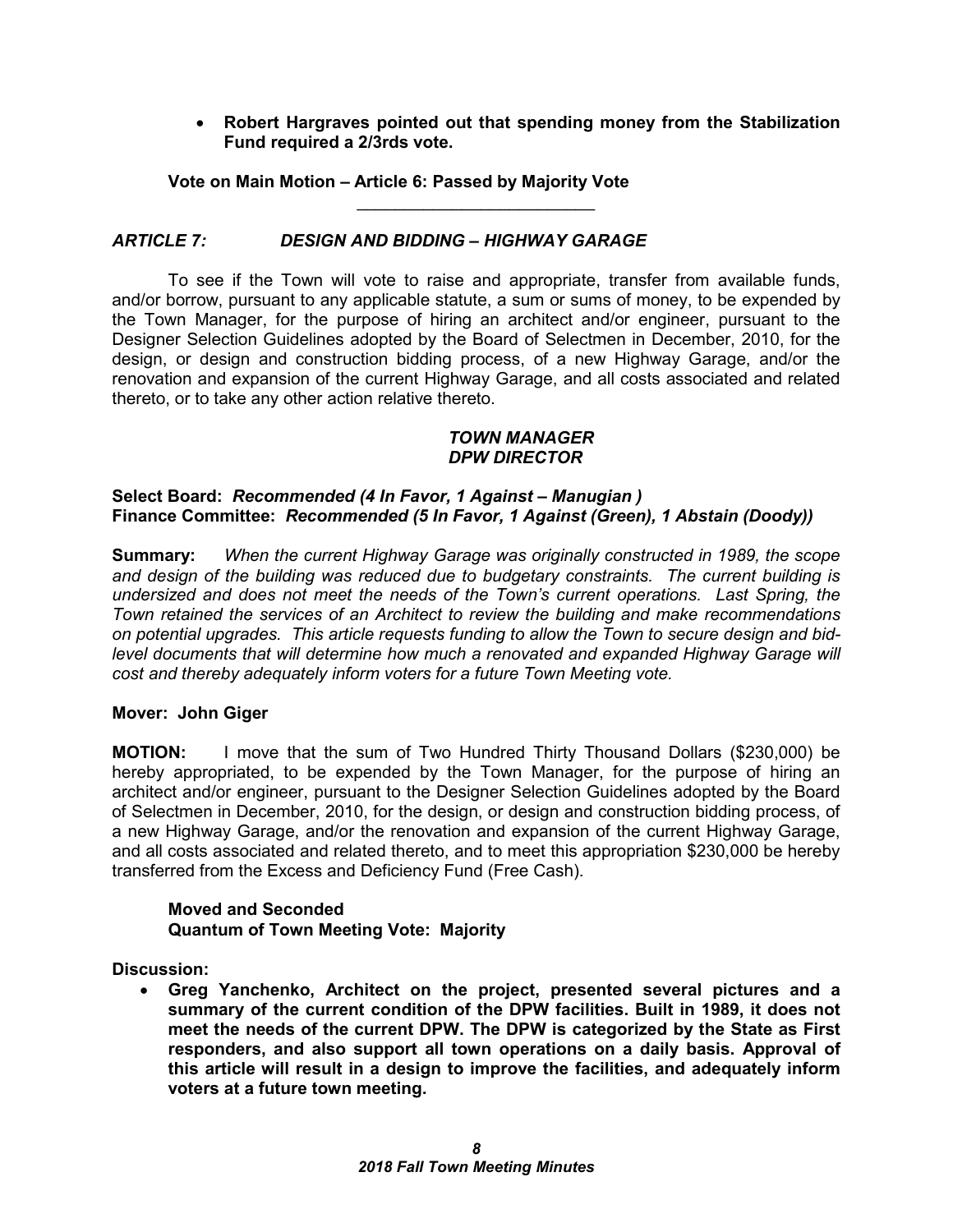- **Robert Hargraves pointed out that spending money from the Stabilization Fund required a 2/3rds vote.**

**Vote on Main Motion – Article 6: Passed by Majority Vote**

---

### *ARTICLE 7: DESIGN AND BIDDING – HIGHWAY GARAGE*

To see if the Town will vote to raise and appropriate, transfer from available funds, and/or borrow, pursuant to any applicable statute, a sum or sums of money, to be expended by the Town Manager, for the purpose of hiring an architect and/or engineer, pursuant to the Designer Selection Guidelines adopted by the Board of Selectmen in December, 2010, for the design, or design and construction bidding process, of a new Highway Garage, and/or the renovation and expansion of the current Highway Garage, and all costs associated and related thereto, or to take any other action relative thereto.

***TOWN MANAGER***
***DPW DIRECTOR***

**Select Board:** ***Recommended (4 In Favor, 1 Against – Manugian )***
**Finance Committee:** ***Recommended (5 In Favor, 1 Against (Green), 1 Abstain (Doody))***

**Summary:** *When the current Highway Garage was originally constructed in 1989, the scope and design of the building was reduced due to budgetary constraints. The current building is undersized and does not meet the needs of the Town's current operations. Last Spring, the Town retained the services of an Architect to review the building and make recommendations on potential upgrades. This article requests funding to allow the Town to secure design and bid-level documents that will determine how much a renovated and expanded Highway Garage will cost and thereby adequately inform voters for a future Town Meeting vote.*

**Mover: John Giger**

**MOTION:** I move that the sum of Two Hundred Thirty Thousand Dollars ($230,000) be hereby appropriated, to be expended by the Town Manager, for the purpose of hiring an architect and/or engineer, pursuant to the Designer Selection Guidelines adopted by the Board of Selectmen in December, 2010, for the design, or design and construction bidding process, of a new Highway Garage, and/or the renovation and expansion of the current Highway Garage, and all costs associated and related thereto, and to meet this appropriation $230,000 be hereby transferred from the Excess and Deficiency Fund (Free Cash).

**Moved and Seconded**
**Quantum of Town Meeting Vote: Majority**

**Discussion:**

- **Greg Yanchenko, Architect on the project, presented several pictures and a summary of the current condition of the DPW facilities. Built in 1989, it does not meet the needs of the current DPW. The DPW is categorized by the State as First responders, and also support all town operations on a daily basis. Approval of this article will result in a design to improve the facilities, and adequately inform voters at a future town meeting.**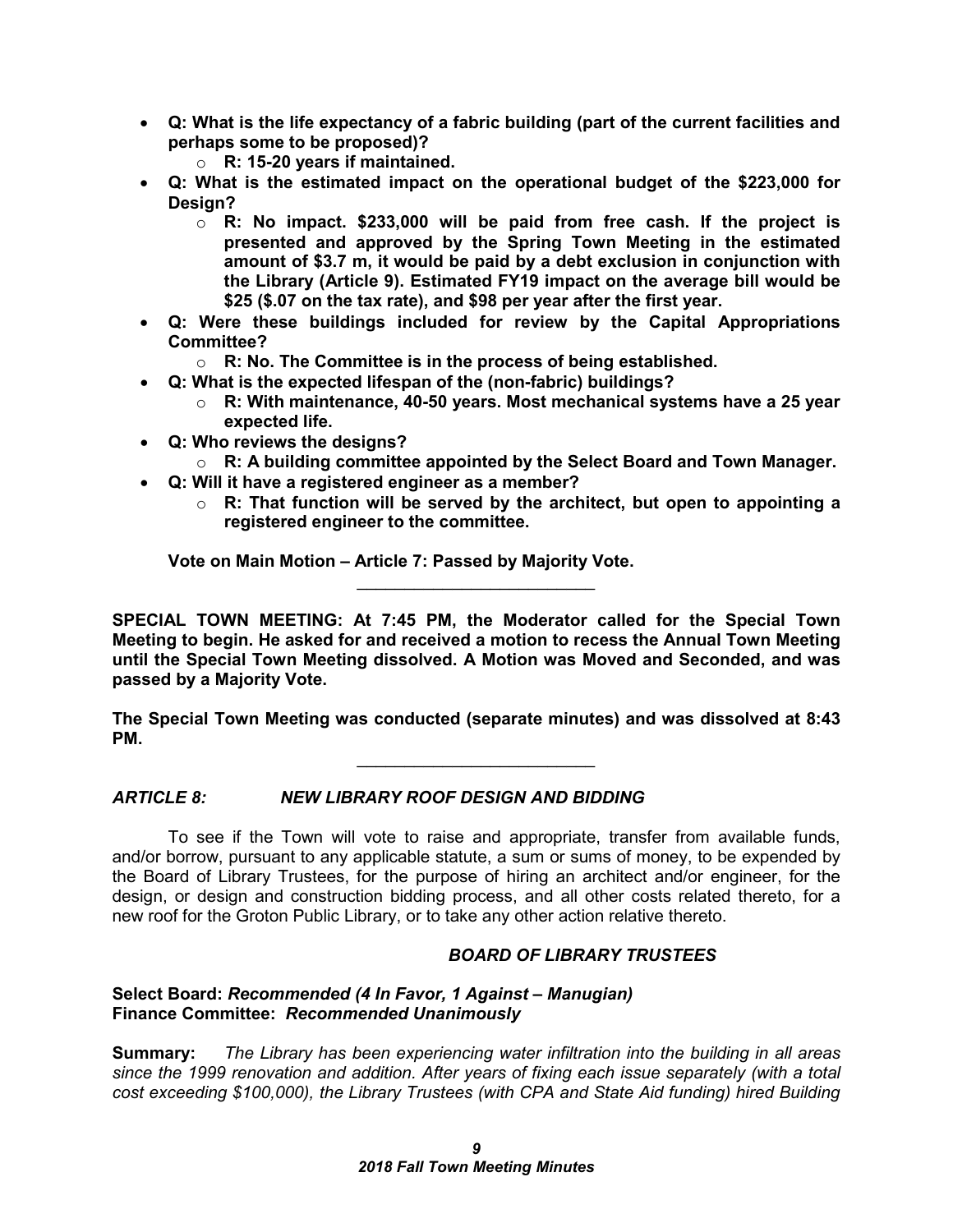- **Q: What is the life expectancy of a fabric building (part of the current facilities and perhaps some to be proposed)?**
    - **R: 15-20 years if maintained.**
- **Q: What is the estimated impact on the operational budget of the $223,000 for Design?**
    - **R: No impact. $233,000 will be paid from free cash. If the project is presented and approved by the Spring Town Meeting in the estimated amount of $3.7 m, it would be paid by a debt exclusion in conjunction with the Library (Article 9). Estimated FY19 impact on the average bill would be $25 ($.07 on the tax rate), and $98 per year after the first year.**
- **Q: Were these buildings included for review by the Capital Appropriations Committee?**
    - **R: No. The Committee is in the process of being established.**
- **Q: What is the expected lifespan of the (non-fabric) buildings?**
    - **R: With maintenance, 40-50 years. Most mechanical systems have a 25 year expected life.**
- **Q: Who reviews the designs?**
    - **R: A building committee appointed by the Select Board and Town Manager.**
- **Q: Will it have a registered engineer as a member?**
    - **R: That function will be served by the architect, but open to appointing a registered engineer to the committee.**

**Vote on Main Motion – Article 7: Passed by Majority Vote.**

---

**SPECIAL TOWN MEETING: At 7:45 PM, the Moderator called for the Special Town Meeting to begin. He asked for and received a motion to recess the Annual Town Meeting until the Special Town Meeting dissolved. A Motion was Moved and Seconded, and was passed by a Majority Vote.**

**The Special Town Meeting was conducted (separate minutes) and was dissolved at 8:43 PM.**

---

***ARTICLE 8: NEW LIBRARY ROOF DESIGN AND BIDDING***

To see if the Town will vote to raise and appropriate, transfer from available funds, and/or borrow, pursuant to any applicable statute, a sum or sums of money, to be expended by the Board of Library Trustees, for the purpose of hiring an architect and/or engineer, for the design, or design and construction bidding process, and all other costs related thereto, for a new roof for the Groton Public Library, or to take any other action relative thereto.

***BOARD OF LIBRARY TRUSTEES***

**Select Board:** ***Recommended (4 In Favor, 1 Against – Manugian)***
**Finance Committee:** ***Recommended Unanimously***

**Summary:** *The Library has been experiencing water infiltration into the building in all areas since the 1999 renovation and addition. After years of fixing each issue separately (with a total cost exceeding $100,000), the Library Trustees (with CPA and State Aid funding) hired Building*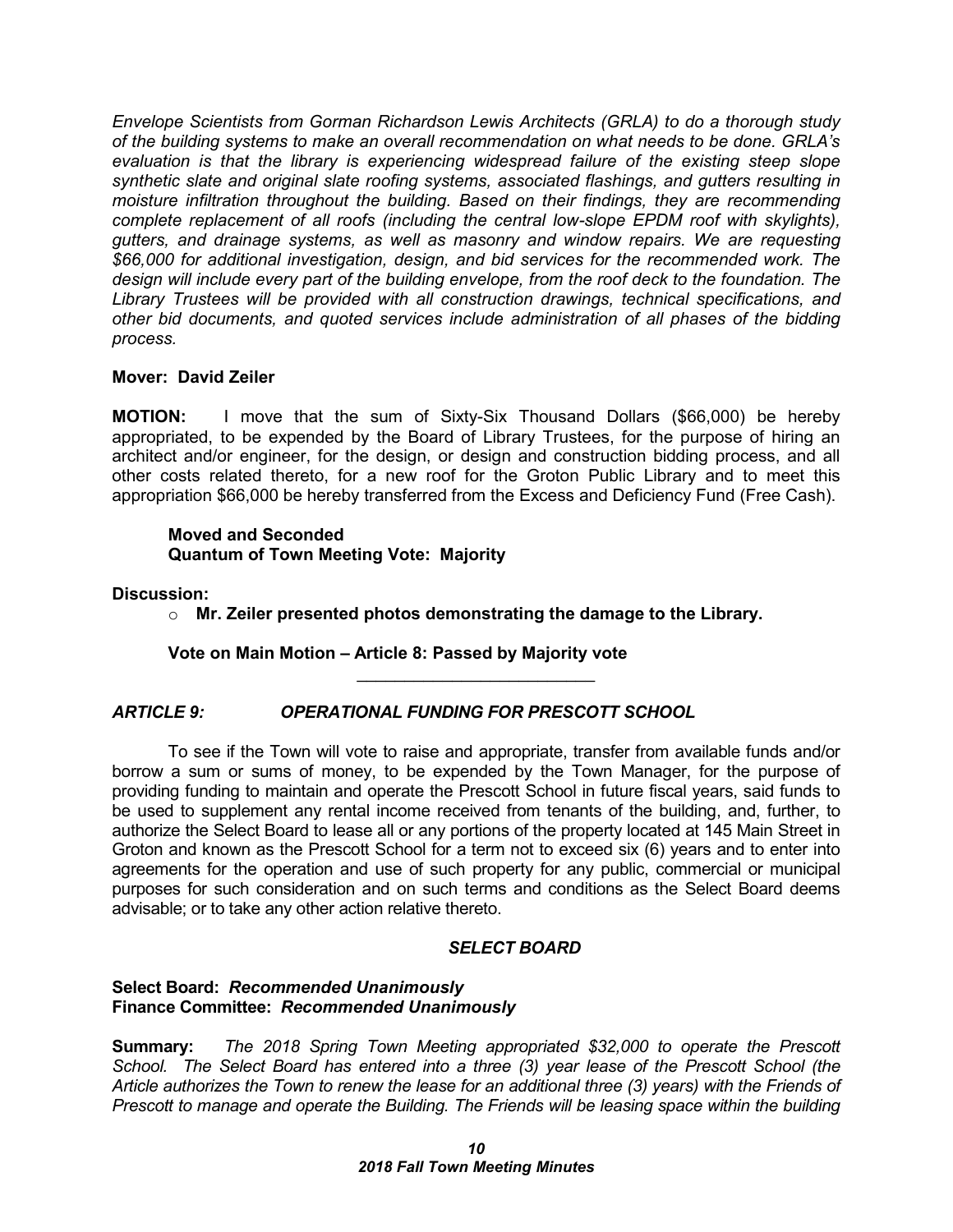*Envelope Scientists from Gorman Richardson Lewis Architects (GRLA) to do a thorough study of the building systems to make an overall recommendation on what needs to be done. GRLA's evaluation is that the library is experiencing widespread failure of the existing steep slope synthetic slate and original slate roofing systems, associated flashings, and gutters resulting in moisture infiltration throughout the building. Based on their findings, they are recommending complete replacement of all roofs (including the central low-slope EPDM roof with skylights), gutters, and drainage systems, as well as masonry and window repairs. We are requesting $66,000 for additional investigation, design, and bid services for the recommended work. The design will include every part of the building envelope, from the roof deck to the foundation. The Library Trustees will be provided with all construction drawings, technical specifications, and other bid documents, and quoted services include administration of all phases of the bidding process.*

**Mover: David Zeiler**

**MOTION:** I move that the sum of Sixty-Six Thousand Dollars ($66,000) be hereby appropriated, to be expended by the Board of Library Trustees, for the purpose of hiring an architect and/or engineer, for the design, or design and construction bidding process, and all other costs related thereto, for a new roof for the Groton Public Library and to meet this appropriation $66,000 be hereby transferred from the Excess and Deficiency Fund (Free Cash).

**Moved and Seconded**
**Quantum of Town Meeting Vote: Majority**

**Discussion:**

- **Mr. Zeiler presented photos demonstrating the damage to the Library.**

**Vote on Main Motion – Article 8: Passed by Majority vote**

---

***ARTICLE 9: OPERATIONAL FUNDING FOR PRESCOTT SCHOOL***

To see if the Town will vote to raise and appropriate, transfer from available funds and/or borrow a sum or sums of money, to be expended by the Town Manager, for the purpose of providing funding to maintain and operate the Prescott School in future fiscal years, said funds to be used to supplement any rental income received from tenants of the building, and, further, to authorize the Select Board to lease all or any portions of the property located at 145 Main Street in Groton and known as the Prescott School for a term not to exceed six (6) years and to enter into agreements for the operation and use of such property for any public, commercial or municipal purposes for such consideration and on such terms and conditions as the Select Board deems advisable; or to take any other action relative thereto.

***SELECT BOARD***

**Select Board:** ***Recommended Unanimously***
**Finance Committee:** ***Recommended Unanimously***

**Summary:** *The 2018 Spring Town Meeting appropriated $32,000 to operate the Prescott School. The Select Board has entered into a three (3) year lease of the Prescott School (the Article authorizes the Town to renew the lease for an additional three (3) years) with the Friends of Prescott to manage and operate the Building. The Friends will be leasing space within the building*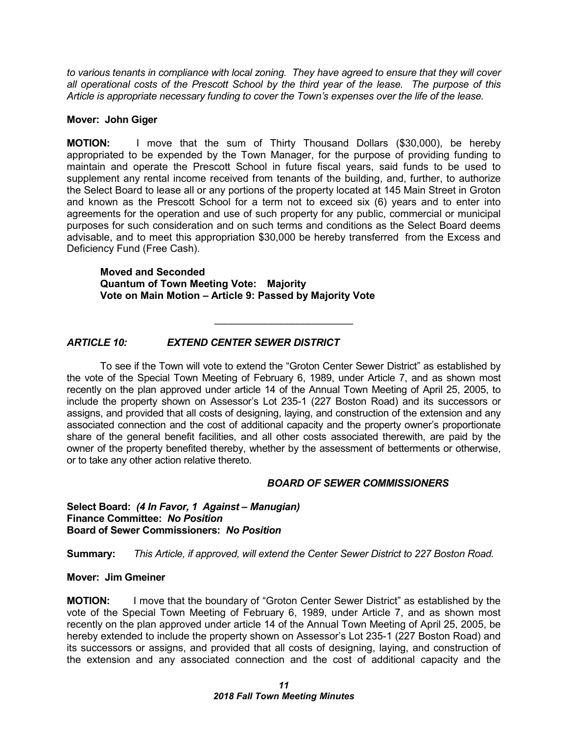*to various tenants in compliance with local zoning. They have agreed to ensure that they will cover all operational costs of the Prescott School by the third year of the lease. The purpose of this Article is appropriate necessary funding to cover the Town's expenses over the life of the lease.*

**Mover: John Giger**

**MOTION:** I move that the sum of Thirty Thousand Dollars ($30,000), be hereby appropriated to be expended by the Town Manager, for the purpose of providing funding to maintain and operate the Prescott School in future fiscal years, said funds to be used to supplement any rental income received from tenants of the building, and, further, to authorize the Select Board to lease all or any portions of the property located at 145 Main Street in Groton and known as the Prescott School for a term not to exceed six (6) years and to enter into agreements for the operation and use of such property for any public, commercial or municipal purposes for such consideration and on such terms and conditions as the Select Board deems advisable, and to meet this appropriation $30,000 be hereby transferred from the Excess and Deficiency Fund (Free Cash).

> **Moved and Seconded**
> **Quantum of Town Meeting Vote: Majority**
> **Vote on Main Motion – Article 9: Passed by Majority Vote**

---

### *ARTICLE 10: EXTEND CENTER SEWER DISTRICT*

To see if the Town will vote to extend the "Groton Center Sewer District" as established by the vote of the Special Town Meeting of February 6, 1989, under Article 7, and as shown most recently on the plan approved under article 14 of the Annual Town Meeting of April 25, 2005, to include the property shown on Assessor's Lot 235-1 (227 Boston Road) and its successors or assigns, and provided that all costs of designing, laying, and construction of the extension and any associated connection and the cost of additional capacity and the property owner's proportionate share of the general benefit facilities, and all other costs associated therewith, are paid by the owner of the property benefited thereby, whether by the assessment of betterments or otherwise, or to take any other action relative thereto.

***BOARD OF SEWER COMMISSIONERS***

**Select Board:** ***(4 In Favor, 1 Against – Manugian)***
**Finance Committee:** ***No Position***
**Board of Sewer Commissioners:** ***No Position***

**Summary:** *This Article, if approved, will extend the Center Sewer District to 227 Boston Road.*

**Mover: Jim Gmeiner**

**MOTION:** I move that the boundary of "Groton Center Sewer District" as established by the vote of the Special Town Meeting of February 6, 1989, under Article 7, and as shown most recently on the plan approved under article 14 of the Annual Town Meeting of April 25, 2005, be hereby extended to include the property shown on Assessor's Lot 235-1 (227 Boston Road) and its successors or assigns, and provided that all costs of designing, laying, and construction of the extension and any associated connection and the cost of additional capacity and the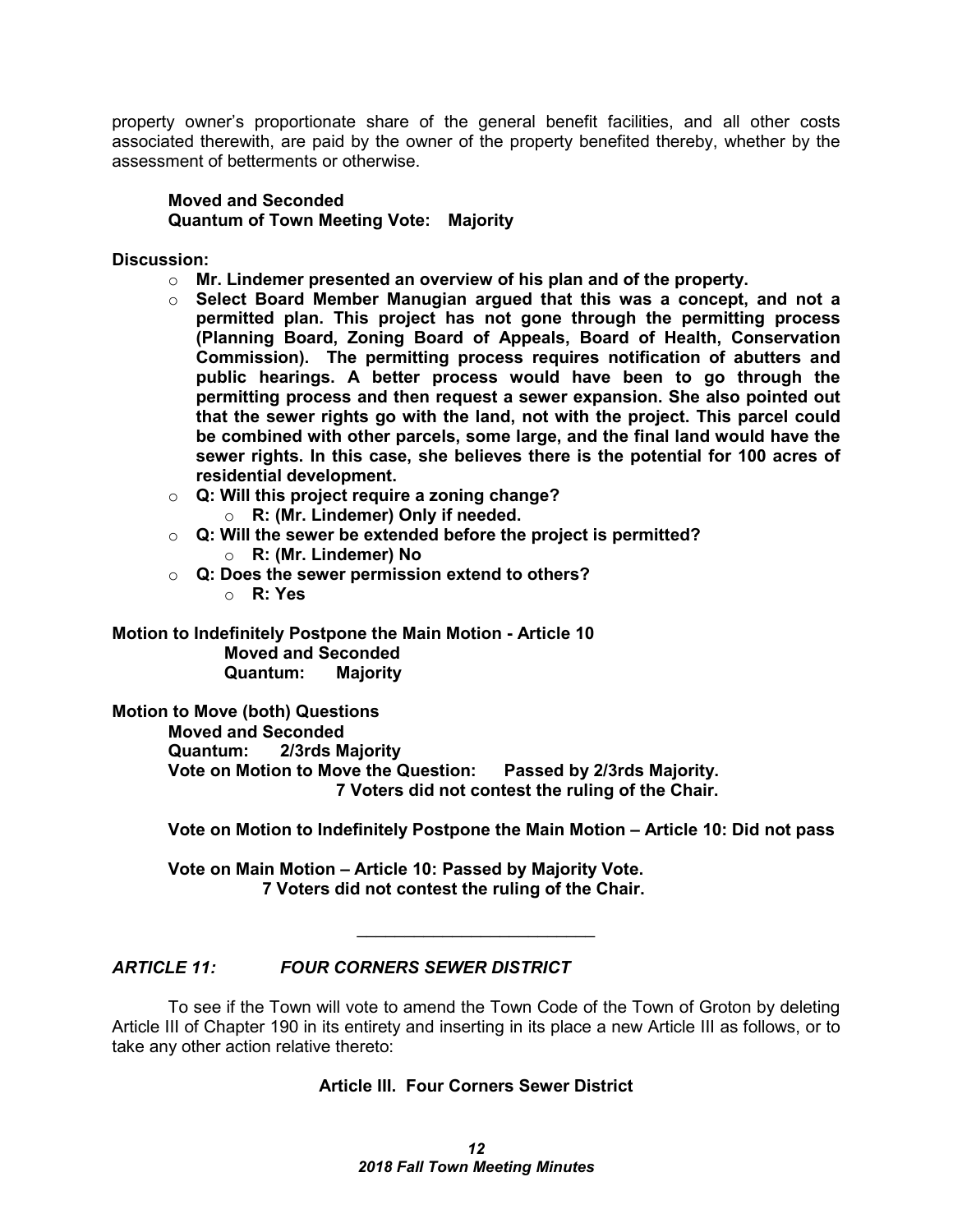property owner's proportionate share of the general benefit facilities, and all other costs associated therewith, are paid by the owner of the property benefited thereby, whether by the assessment of betterments or otherwise.

**Moved and Seconded**
**Quantum of Town Meeting Vote: Majority**

**Discussion:**

- **Mr. Lindemer presented an overview of his plan and of the property.**
- **Select Board Member Manugian argued that this was a concept, and not a permitted plan. This project has not gone through the permitting process (Planning Board, Zoning Board of Appeals, Board of Health, Conservation Commission). The permitting process requires notification of abutters and public hearings. A better process would have been to go through the permitting process and then request a sewer expansion. She also pointed out that the sewer rights go with the land, not with the project. This parcel could be combined with other parcels, some large, and the final land would have the sewer rights. In this case, she believes there is the potential for 100 acres of residential development.**
- **Q: Will this project require a zoning change?**
    - **R: (Mr. Lindemer) Only if needed.**
- **Q: Will the sewer be extended before the project is permitted?**
    - **R: (Mr. Lindemer) No**
- **Q: Does the sewer permission extend to others?**
    - **R: Yes**

**Motion to Indefinitely Postpone the Main Motion - Article 10**
**Moved and Seconded**
**Quantum: Majority**

**Motion to Move (both) Questions**
**Moved and Seconded**
**Quantum: 2/3rds Majority**
**Vote on Motion to Move the Question: Passed by 2/3rds Majority.**
**7 Voters did not contest the ruling of the Chair.**

**Vote on Motion to Indefinitely Postpone the Main Motion – Article 10: Did not pass**

**Vote on Main Motion – Article 10: Passed by Majority Vote.**
**7 Voters did not contest the ruling of the Chair.**

---

***ARTICLE 11: FOUR CORNERS SEWER DISTRICT***

To see if the Town will vote to amend the Town Code of the Town of Groton by deleting Article III of Chapter 190 in its entirety and inserting in its place a new Article III as follows, or to take any other action relative thereto:

**Article III. Four Corners Sewer District**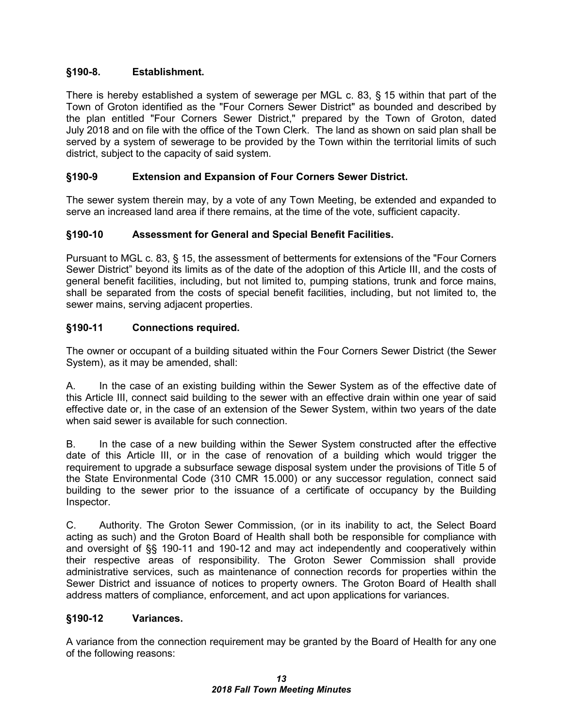### §190-8. Establishment.

There is hereby established a system of sewerage per MGL c. 83, § 15 within that part of the Town of Groton identified as the "Four Corners Sewer District" as bounded and described by the plan entitled "Four Corners Sewer District," prepared by the Town of Groton, dated July 2018 and on file with the office of the Town Clerk. The land as shown on said plan shall be served by a system of sewerage to be provided by the Town within the territorial limits of such district, subject to the capacity of said system.

### §190-9 Extension and Expansion of Four Corners Sewer District.

The sewer system therein may, by a vote of any Town Meeting, be extended and expanded to serve an increased land area if there remains, at the time of the vote, sufficient capacity.

### §190-10 Assessment for General and Special Benefit Facilities.

Pursuant to MGL c. 83, § 15, the assessment of betterments for extensions of the "Four Corners Sewer District" beyond its limits as of the date of the adoption of this Article III, and the costs of general benefit facilities, including, but not limited to, pumping stations, trunk and force mains, shall be separated from the costs of special benefit facilities, including, but not limited to, the sewer mains, serving adjacent properties.

### §190-11 Connections required.

The owner or occupant of a building situated within the Four Corners Sewer District (the Sewer System), as it may be amended, shall:

A. In the case of an existing building within the Sewer System as of the effective date of this Article III, connect said building to the sewer with an effective drain within one year of said effective date or, in the case of an extension of the Sewer System, within two years of the date when said sewer is available for such connection.

B. In the case of a new building within the Sewer System constructed after the effective date of this Article III, or in the case of renovation of a building which would trigger the requirement to upgrade a subsurface sewage disposal system under the provisions of Title 5 of the State Environmental Code (310 CMR 15.000) or any successor regulation, connect said building to the sewer prior to the issuance of a certificate of occupancy by the Building Inspector.

C. Authority. The Groton Sewer Commission, (or in its inability to act, the Select Board acting as such) and the Groton Board of Health shall both be responsible for compliance with and oversight of §§ 190-11 and 190-12 and may act independently and cooperatively within their respective areas of responsibility. The Groton Sewer Commission shall provide administrative services, such as maintenance of connection records for properties within the Sewer District and issuance of notices to property owners. The Groton Board of Health shall address matters of compliance, enforcement, and act upon applications for variances.

### §190-12 Variances.

A variance from the connection requirement may be granted by the Board of Health for any one of the following reasons: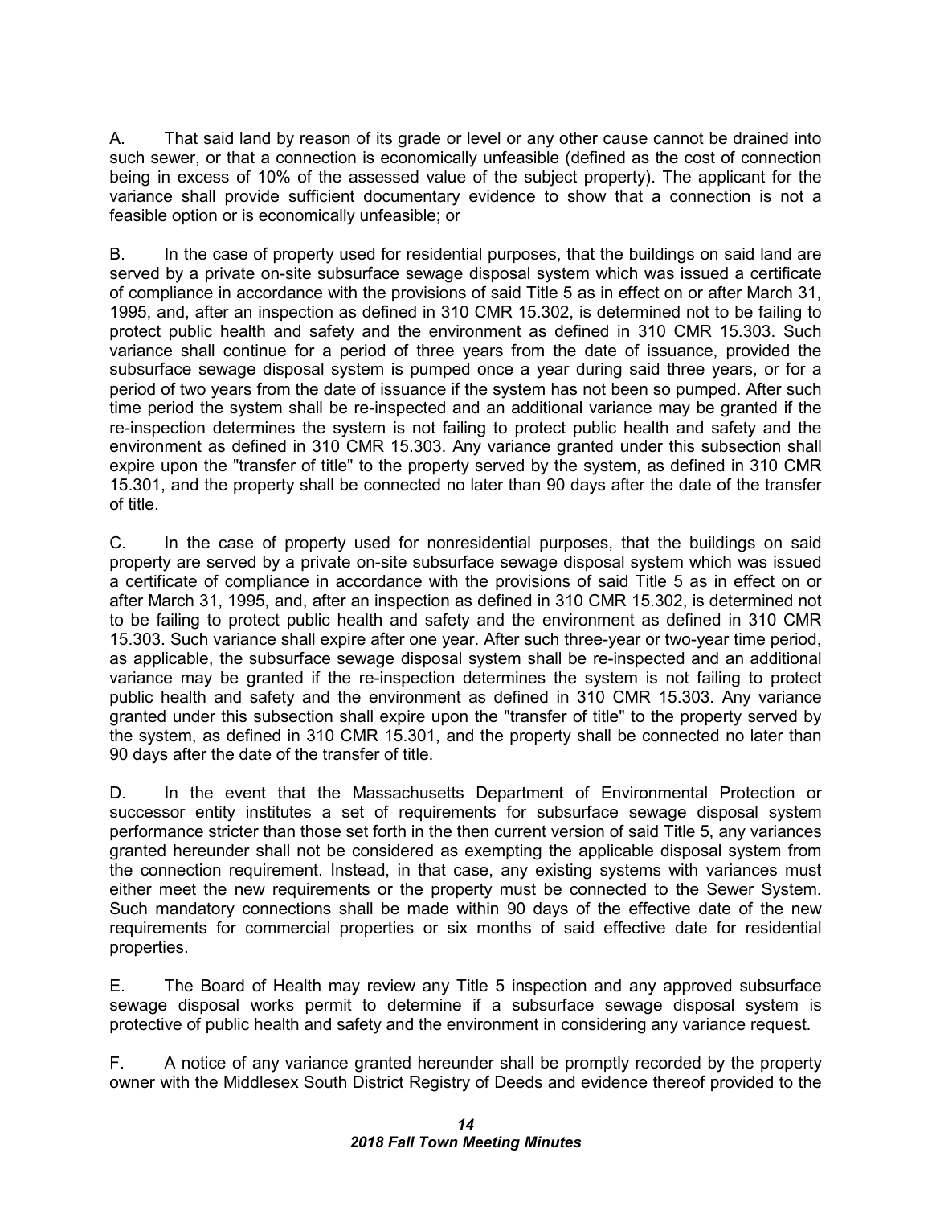A. That said land by reason of its grade or level or any other cause cannot be drained into such sewer, or that a connection is economically unfeasible (defined as the cost of connection being in excess of 10% of the assessed value of the subject property). The applicant for the variance shall provide sufficient documentary evidence to show that a connection is not a feasible option or is economically unfeasible; or

B. In the case of property used for residential purposes, that the buildings on said land are served by a private on-site subsurface sewage disposal system which was issued a certificate of compliance in accordance with the provisions of said Title 5 as in effect on or after March 31, 1995, and, after an inspection as defined in 310 CMR 15.302, is determined not to be failing to protect public health and safety and the environment as defined in 310 CMR 15.303. Such variance shall continue for a period of three years from the date of issuance, provided the subsurface sewage disposal system is pumped once a year during said three years, or for a period of two years from the date of issuance if the system has not been so pumped. After such time period the system shall be re-inspected and an additional variance may be granted if the re-inspection determines the system is not failing to protect public health and safety and the environment as defined in 310 CMR 15.303. Any variance granted under this subsection shall expire upon the "transfer of title" to the property served by the system, as defined in 310 CMR 15.301, and the property shall be connected no later than 90 days after the date of the transfer of title.

C. In the case of property used for nonresidential purposes, that the buildings on said property are served by a private on-site subsurface sewage disposal system which was issued a certificate of compliance in accordance with the provisions of said Title 5 as in effect on or after March 31, 1995, and, after an inspection as defined in 310 CMR 15.302, is determined not to be failing to protect public health and safety and the environment as defined in 310 CMR 15.303. Such variance shall expire after one year. After such three-year or two-year time period, as applicable, the subsurface sewage disposal system shall be re-inspected and an additional variance may be granted if the re-inspection determines the system is not failing to protect public health and safety and the environment as defined in 310 CMR 15.303. Any variance granted under this subsection shall expire upon the "transfer of title" to the property served by the system, as defined in 310 CMR 15.301, and the property shall be connected no later than 90 days after the date of the transfer of title.

D. In the event that the Massachusetts Department of Environmental Protection or successor entity institutes a set of requirements for subsurface sewage disposal system performance stricter than those set forth in the then current version of said Title 5, any variances granted hereunder shall not be considered as exempting the applicable disposal system from the connection requirement. Instead, in that case, any existing systems with variances must either meet the new requirements or the property must be connected to the Sewer System. Such mandatory connections shall be made within 90 days of the effective date of the new requirements for commercial properties or six months of said effective date for residential properties.

E. The Board of Health may review any Title 5 inspection and any approved subsurface sewage disposal works permit to determine if a subsurface sewage disposal system is protective of public health and safety and the environment in considering any variance request.

F. A notice of any variance granted hereunder shall be promptly recorded by the property owner with the Middlesex South District Registry of Deeds and evidence thereof provided to the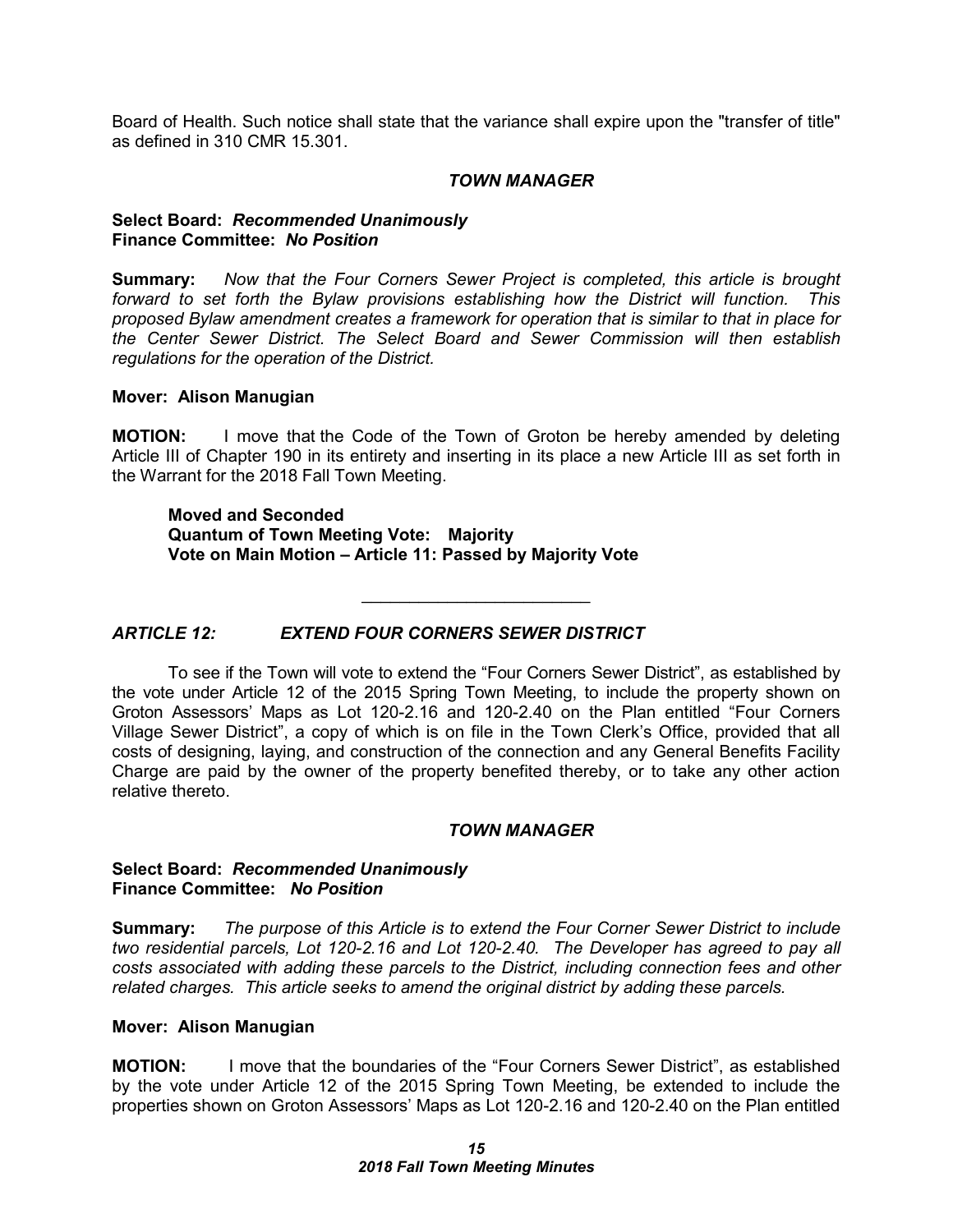Board of Health. Such notice shall state that the variance shall expire upon the "transfer of title" as defined in 310 CMR 15.301.

*TOWN MANAGER*

**Select Board:** ***Recommended Unanimously***
**Finance Committee:** ***No Position***

**Summary:** *Now that the Four Corners Sewer Project is completed, this article is brought forward to set forth the Bylaw provisions establishing how the District will function. This proposed Bylaw amendment creates a framework for operation that is similar to that in place for the Center Sewer District. The Select Board and Sewer Commission will then establish regulations for the operation of the District.*

**Mover: Alison Manugian**

**MOTION:** I move that the Code of the Town of Groton be hereby amended by deleting Article III of Chapter 190 in its entirety and inserting in its place a new Article III as set forth in the Warrant for the 2018 Fall Town Meeting.

> **Moved and Seconded**
> **Quantum of Town Meeting Vote: Majority**
> **Vote on Main Motion – Article 11: Passed by Majority Vote**

---

## *ARTICLE 12: EXTEND FOUR CORNERS SEWER DISTRICT*

To see if the Town will vote to extend the "Four Corners Sewer District", as established by the vote under Article 12 of the 2015 Spring Town Meeting, to include the property shown on Groton Assessors' Maps as Lot 120-2.16 and 120-2.40 on the Plan entitled "Four Corners Village Sewer District", a copy of which is on file in the Town Clerk's Office, provided that all costs of designing, laying, and construction of the connection and any General Benefits Facility Charge are paid by the owner of the property benefited thereby, or to take any other action relative thereto.

*TOWN MANAGER*

**Select Board:** ***Recommended Unanimously***
**Finance Committee:** ***No Position***

**Summary:** *The purpose of this Article is to extend the Four Corner Sewer District to include two residential parcels, Lot 120-2.16 and Lot 120-2.40. The Developer has agreed to pay all costs associated with adding these parcels to the District, including connection fees and other related charges. This article seeks to amend the original district by adding these parcels.*

**Mover: Alison Manugian**

**MOTION:** I move that the boundaries of the "Four Corners Sewer District", as established by the vote under Article 12 of the 2015 Spring Town Meeting, be extended to include the properties shown on Groton Assessors' Maps as Lot 120-2.16 and 120-2.40 on the Plan entitled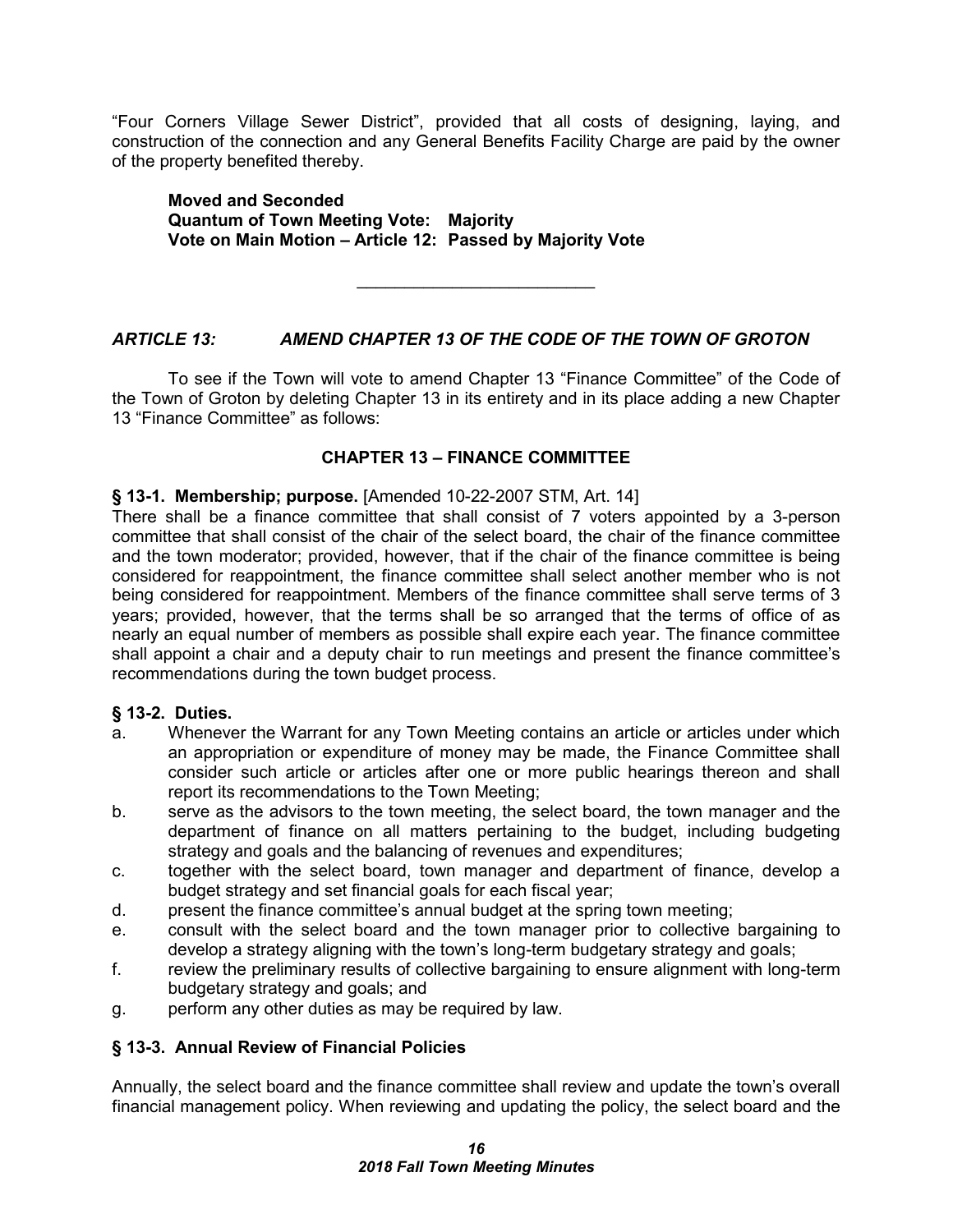"Four Corners Village Sewer District", provided that all costs of designing, laying, and construction of the connection and any General Benefits Facility Charge are paid by the owner of the property benefited thereby.

**Moved and Seconded**
**Quantum of Town Meeting Vote: Majority**
**Vote on Main Motion – Article 12: Passed by Majority Vote**

---

***ARTICLE 13: AMEND CHAPTER 13 OF THE CODE OF THE TOWN OF GROTON***

To see if the Town will vote to amend Chapter 13 "Finance Committee" of the Code of the Town of Groton by deleting Chapter 13 in its entirety and in its place adding a new Chapter 13 "Finance Committee" as follows:

**CHAPTER 13 – FINANCE COMMITTEE**

**§ 13-1. Membership; purpose.** [Amended 10-22-2007 STM, Art. 14]
There shall be a finance committee that shall consist of 7 voters appointed by a 3-person committee that shall consist of the chair of the select board, the chair of the finance committee and the town moderator; provided, however, that if the chair of the finance committee is being considered for reappointment, the finance committee shall select another member who is not being considered for reappointment. Members of the finance committee shall serve terms of 3 years; provided, however, that the terms shall be so arranged that the terms of office of as nearly an equal number of members as possible shall expire each year. The finance committee shall appoint a chair and a deputy chair to run meetings and present the finance committee's recommendations during the town budget process.

**§ 13-2. Duties.**

a. Whenever the Warrant for any Town Meeting contains an article or articles under which an appropriation or expenditure of money may be made, the Finance Committee shall consider such article or articles after one or more public hearings thereon and shall report its recommendations to the Town Meeting;
b. serve as the advisors to the town meeting, the select board, the town manager and the department of finance on all matters pertaining to the budget, including budgeting strategy and goals and the balancing of revenues and expenditures;
c. together with the select board, town manager and department of finance, develop a budget strategy and set financial goals for each fiscal year;
d. present the finance committee's annual budget at the spring town meeting;
e. consult with the select board and the town manager prior to collective bargaining to develop a strategy aligning with the town's long-term budgetary strategy and goals;
f. review the preliminary results of collective bargaining to ensure alignment with long-term budgetary strategy and goals; and
g. perform any other duties as may be required by law.

**§ 13-3. Annual Review of Financial Policies**

Annually, the select board and the finance committee shall review and update the town's overall financial management policy. When reviewing and updating the policy, the select board and the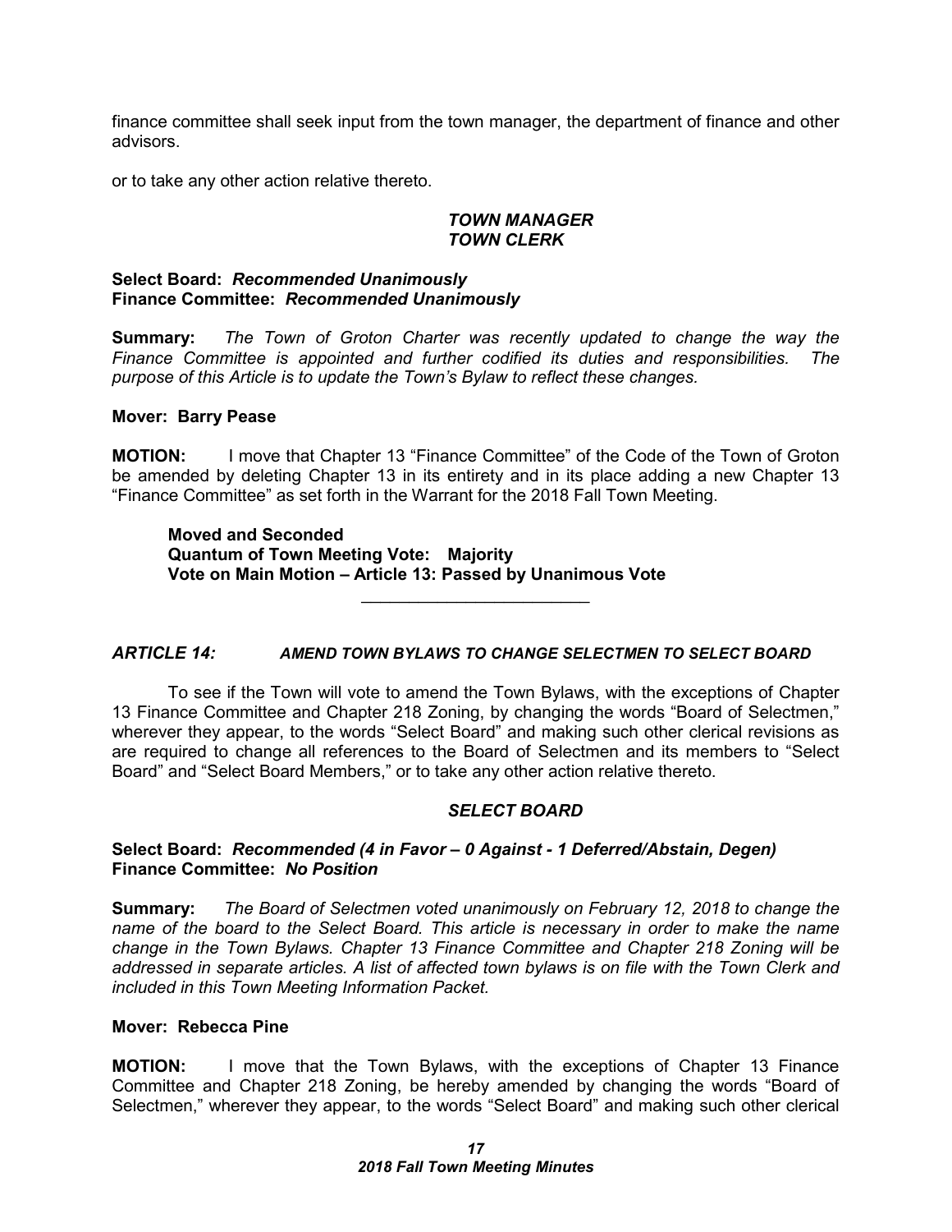finance committee shall seek input from the town manager, the department of finance and other advisors.

or to take any other action relative thereto.

***TOWN MANAGER***
***TOWN CLERK***

**Select Board:** ***Recommended Unanimously***
**Finance Committee:** ***Recommended Unanimously***

**Summary:** *The Town of Groton Charter was recently updated to change the way the Finance Committee is appointed and further codified its duties and responsibilities. The purpose of this Article is to update the Town's Bylaw to reflect these changes.*

**Mover: Barry Pease**

**MOTION:** I move that Chapter 13 "Finance Committee" of the Code of the Town of Groton be amended by deleting Chapter 13 in its entirety and in its place adding a new Chapter 13 "Finance Committee" as set forth in the Warrant for the 2018 Fall Town Meeting.

> **Moved and Seconded**
> **Quantum of Town Meeting Vote: Majority**
> **Vote on Main Motion – Article 13: Passed by Unanimous Vote**

---

### *ARTICLE 14: AMEND TOWN BYLAWS TO CHANGE SELECTMEN TO SELECT BOARD*

To see if the Town will vote to amend the Town Bylaws, with the exceptions of Chapter 13 Finance Committee and Chapter 218 Zoning, by changing the words "Board of Selectmen," wherever they appear, to the words "Select Board" and making such other clerical revisions as are required to change all references to the Board of Selectmen and its members to "Select Board" and "Select Board Members," or to take any other action relative thereto.

***SELECT BOARD***

**Select Board:** ***Recommended (4 in Favor – 0 Against - 1 Deferred/Abstain, Degen)***
**Finance Committee:** ***No Position***

**Summary:** *The Board of Selectmen voted unanimously on February 12, 2018 to change the name of the board to the Select Board. This article is necessary in order to make the name change in the Town Bylaws. Chapter 13 Finance Committee and Chapter 218 Zoning will be addressed in separate articles. A list of affected town bylaws is on file with the Town Clerk and included in this Town Meeting Information Packet.*

**Mover: Rebecca Pine**

**MOTION:** I move that the Town Bylaws, with the exceptions of Chapter 13 Finance Committee and Chapter 218 Zoning, be hereby amended by changing the words "Board of Selectmen," wherever they appear, to the words "Select Board" and making such other clerical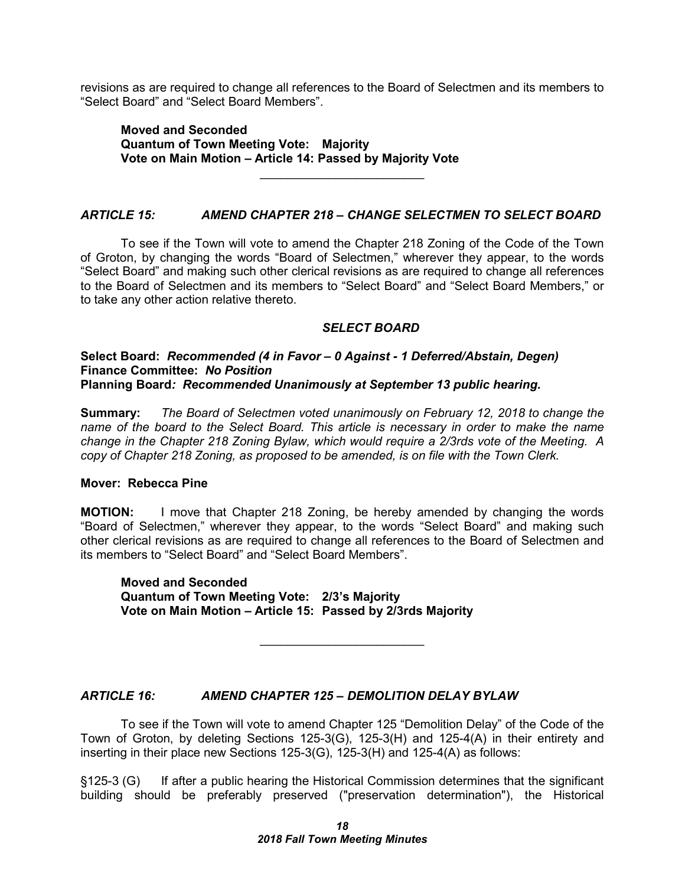revisions as are required to change all references to the Board of Selectmen and its members to "Select Board" and "Select Board Members".

> **Moved and Seconded**
> **Quantum of Town Meeting Vote: Majority**
> **Vote on Main Motion – Article 14: Passed by Majority Vote**

---

### *ARTICLE 15: AMEND CHAPTER 218 – CHANGE SELECTMEN TO SELECT BOARD*

To see if the Town will vote to amend the Chapter 218 Zoning of the Code of the Town of Groton, by changing the words "Board of Selectmen," wherever they appear, to the words "Select Board" and making such other clerical revisions as are required to change all references to the Board of Selectmen and its members to "Select Board" and "Select Board Members," or to take any other action relative thereto.

***SELECT BOARD***

**Select Board:** ***Recommended (4 in Favor – 0 Against - 1 Deferred/Abstain, Degen)***
**Finance Committee:** ***No Position***
**Planning Board*: Recommended Unanimously at September 13 public hearing.***

**Summary:** *The Board of Selectmen voted unanimously on February 12, 2018 to change the name of the board to the Select Board. This article is necessary in order to make the name change in the Chapter 218 Zoning Bylaw, which would require a 2/3rds vote of the Meeting. A copy of Chapter 218 Zoning, as proposed to be amended, is on file with the Town Clerk.*

**Mover: Rebecca Pine**

**MOTION:** I move that Chapter 218 Zoning, be hereby amended by changing the words "Board of Selectmen," wherever they appear, to the words "Select Board" and making such other clerical revisions as are required to change all references to the Board of Selectmen and its members to "Select Board" and "Select Board Members".

> **Moved and Seconded**
> **Quantum of Town Meeting Vote: 2/3's Majority**
> **Vote on Main Motion – Article 15: Passed by 2/3rds Majority**

---

### *ARTICLE 16: AMEND CHAPTER 125 – DEMOLITION DELAY BYLAW*

To see if the Town will vote to amend Chapter 125 "Demolition Delay" of the Code of the Town of Groton, by deleting Sections 125-3(G), 125-3(H) and 125-4(A) in their entirety and inserting in their place new Sections 125-3(G), 125-3(H) and 125-4(A) as follows:

§125-3 (G) If after a public hearing the Historical Commission determines that the significant building should be preferably preserved ("preservation determination"), the Historical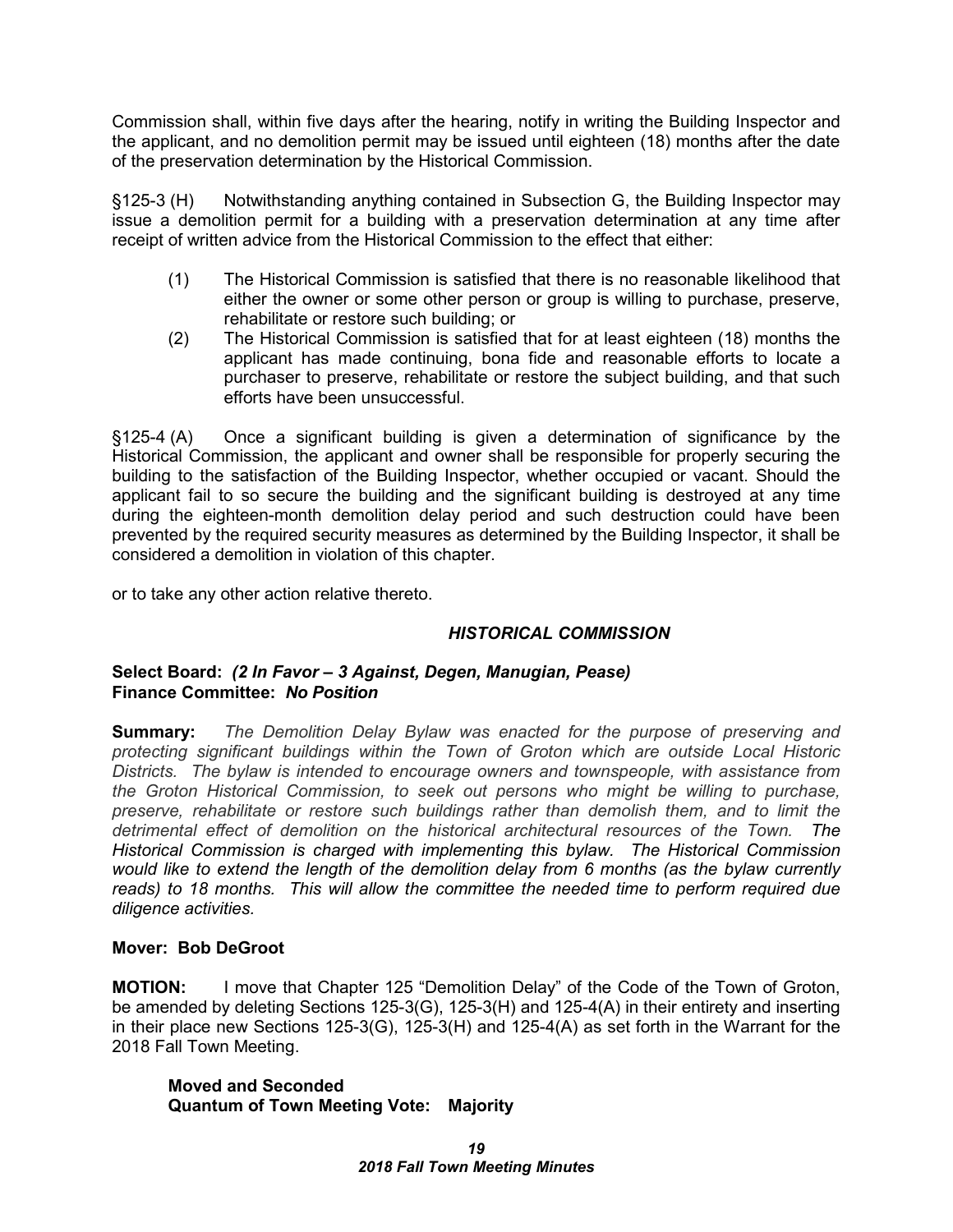Commission shall, within five days after the hearing, notify in writing the Building Inspector and the applicant, and no demolition permit may be issued until eighteen (18) months after the date of the preservation determination by the Historical Commission.

§125-3 (H) Notwithstanding anything contained in Subsection G, the Building Inspector may issue a demolition permit for a building with a preservation determination at any time after receipt of written advice from the Historical Commission to the effect that either:

(1) The Historical Commission is satisfied that there is no reasonable likelihood that either the owner or some other person or group is willing to purchase, preserve, rehabilitate or restore such building; or

(2) The Historical Commission is satisfied that for at least eighteen (18) months the applicant has made continuing, bona fide and reasonable efforts to locate a purchaser to preserve, rehabilitate or restore the subject building, and that such efforts have been unsuccessful.

§125-4 (A) Once a significant building is given a determination of significance by the Historical Commission, the applicant and owner shall be responsible for properly securing the building to the satisfaction of the Building Inspector, whether occupied or vacant. Should the applicant fail to so secure the building and the significant building is destroyed at any time during the eighteen-month demolition delay period and such destruction could have been prevented by the required security measures as determined by the Building Inspector, it shall be considered a demolition in violation of this chapter.

or to take any other action relative thereto.

***HISTORICAL COMMISSION***

**Select Board:** ***(2 In Favor – 3 Against, Degen, Manugian, Pease)***
**Finance Committee:** ***No Position***

**Summary:** *The Demolition Delay Bylaw was enacted for the purpose of preserving and protecting significant buildings within the Town of Groton which are outside Local Historic Districts. The bylaw is intended to encourage owners and townspeople, with assistance from the Groton Historical Commission, to seek out persons who might be willing to purchase, preserve, rehabilitate or restore such buildings rather than demolish them, and to limit the detrimental effect of demolition on the historical architectural resources of the Town.* ***The Historical Commission is charged with implementing this bylaw. The Historical Commission would like to extend the length of the demolition delay from 6 months (as the bylaw currently reads) to 18 months. This will allow the committee the needed time to perform required due diligence activities.***

**Mover: Bob DeGroot**

**MOTION:** I move that Chapter 125 "Demolition Delay" of the Code of the Town of Groton, be amended by deleting Sections 125-3(G), 125-3(H) and 125-4(A) in their entirety and inserting in their place new Sections 125-3(G), 125-3(H) and 125-4(A) as set forth in the Warrant for the 2018 Fall Town Meeting.

**Moved and Seconded**
**Quantum of Town Meeting Vote: Majority**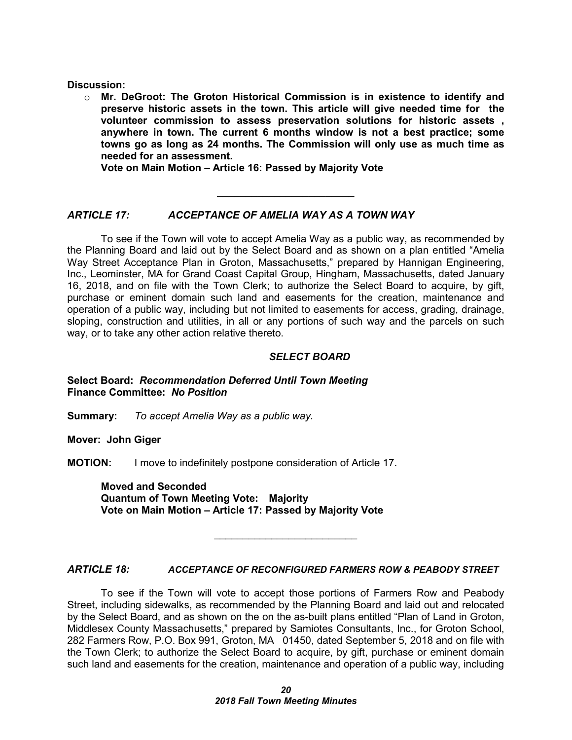**Discussion:**

- **Mr. DeGroot: The Groton Historical Commission is in existence to identify and preserve historic assets in the town. This article will give needed time for the volunteer commission to assess preservation solutions for historic assets , anywhere in town. The current 6 months window is not a best practice; some towns go as long as 24 months. The Commission will only use as much time as needed for an assessment.**
  **Vote on Main Motion – Article 16: Passed by Majority Vote**

---

### *ARTICLE 17: ACCEPTANCE OF AMELIA WAY AS A TOWN WAY*

To see if the Town will vote to accept Amelia Way as a public way, as recommended by the Planning Board and laid out by the Select Board and as shown on a plan entitled "Amelia Way Street Acceptance Plan in Groton, Massachusetts," prepared by Hannigan Engineering, Inc., Leominster, MA for Grand Coast Capital Group, Hingham, Massachusetts, dated January 16, 2018, and on file with the Town Clerk; to authorize the Select Board to acquire, by gift, purchase or eminent domain such land and easements for the creation, maintenance and operation of a public way, including but not limited to easements for access, grading, drainage, sloping, construction and utilities, in all or any portions of such way and the parcels on such way, or to take any other action relative thereto.

***SELECT BOARD***

**Select Board:** ***Recommendation Deferred Until Town Meeting***
**Finance Committee:** ***No Position***

**Summary:** *To accept Amelia Way as a public way.*

**Mover: John Giger**

**MOTION:** I move to indefinitely postpone consideration of Article 17.

**Moved and Seconded**
**Quantum of Town Meeting Vote: Majority**
**Vote on Main Motion – Article 17: Passed by Majority Vote**

---

### *ARTICLE 18: ACCEPTANCE OF RECONFIGURED FARMERS ROW & PEABODY STREET*

To see if the Town will vote to accept those portions of Farmers Row and Peabody Street, including sidewalks, as recommended by the Planning Board and laid out and relocated by the Select Board, and as shown on the on the as-built plans entitled "Plan of Land in Groton, Middlesex County Massachusetts," prepared by Samiotes Consultants, Inc., for Groton School, 282 Farmers Row, P.O. Box 991, Groton, MA 01450, dated September 5, 2018 and on file with the Town Clerk; to authorize the Select Board to acquire, by gift, purchase or eminent domain such land and easements for the creation, maintenance and operation of a public way, including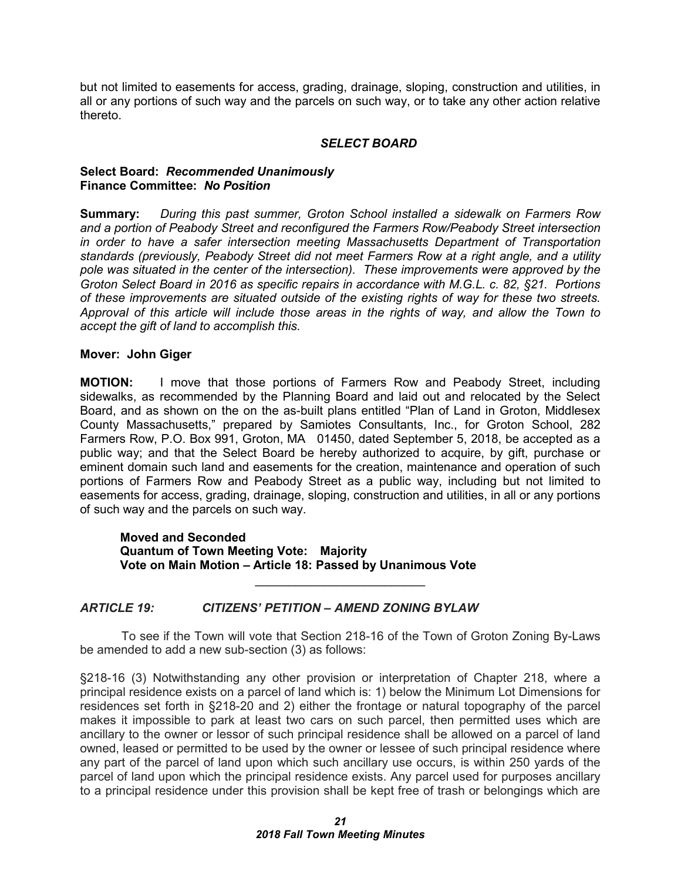but not limited to easements for access, grading, drainage, sloping, construction and utilities, in all or any portions of such way and the parcels on such way, or to take any other action relative thereto.

***SELECT BOARD***

**Select Board:** ***Recommended Unanimously***
**Finance Committee:** ***No Position***

**Summary:** *During this past summer, Groton School installed a sidewalk on Farmers Row and a portion of Peabody Street and reconfigured the Farmers Row/Peabody Street intersection in order to have a safer intersection meeting Massachusetts Department of Transportation standards (previously, Peabody Street did not meet Farmers Row at a right angle, and a utility pole was situated in the center of the intersection). These improvements were approved by the Groton Select Board in 2016 as specific repairs in accordance with M.G.L. c. 82, §21. Portions of these improvements are situated outside of the existing rights of way for these two streets. Approval of this article will include those areas in the rights of way, and allow the Town to accept the gift of land to accomplish this.*

**Mover: John Giger**

**MOTION:** I move that those portions of Farmers Row and Peabody Street, including sidewalks, as recommended by the Planning Board and laid out and relocated by the Select Board, and as shown on the on the as-built plans entitled "Plan of Land in Groton, Middlesex County Massachusetts," prepared by Samiotes Consultants, Inc., for Groton School, 282 Farmers Row, P.O. Box 991, Groton, MA 01450, dated September 5, 2018, be accepted as a public way; and that the Select Board be hereby authorized to acquire, by gift, purchase or eminent domain such land and easements for the creation, maintenance and operation of such portions of Farmers Row and Peabody Street as a public way, including but not limited to easements for access, grading, drainage, sloping, construction and utilities, in all or any portions of such way and the parcels on such way.

> **Moved and Seconded**
> **Quantum of Town Meeting Vote: Majority**
> **Vote on Main Motion – Article 18: Passed by Unanimous Vote**

---

***ARTICLE 19: CITIZENS' PETITION – AMEND ZONING BYLAW***

To see if the Town will vote that Section 218-16 of the Town of Groton Zoning By-Laws be amended to add a new sub-section (3) as follows:

§218-16 (3) Notwithstanding any other provision or interpretation of Chapter 218, where a principal residence exists on a parcel of land which is: 1) below the Minimum Lot Dimensions for residences set forth in §218-20 and 2) either the frontage or natural topography of the parcel makes it impossible to park at least two cars on such parcel, then permitted uses which are ancillary to the owner or lessor of such principal residence shall be allowed on a parcel of land owned, leased or permitted to be used by the owner or lessee of such principal residence where any part of the parcel of land upon which such ancillary use occurs, is within 250 yards of the parcel of land upon which the principal residence exists. Any parcel used for purposes ancillary to a principal residence under this provision shall be kept free of trash or belongings which are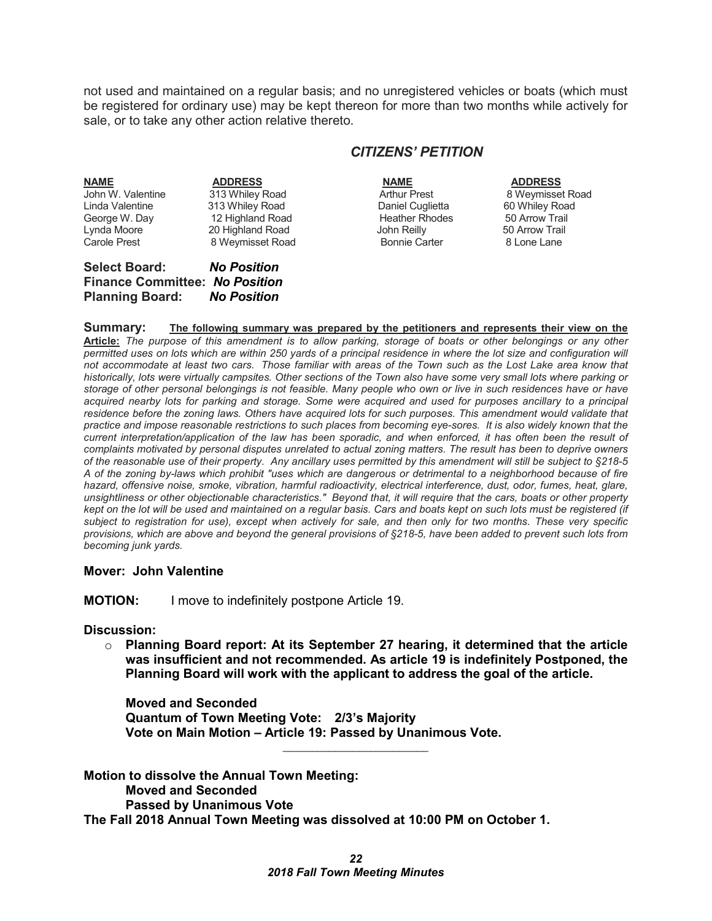not used and maintained on a regular basis; and no unregistered vehicles or boats (which must be registered for ordinary use) may be kept thereon for more than two months while actively for sale, or to take any other action relative thereto.

## *CITIZENS' PETITION*

| NAME | ADDRESS | NAME | ADDRESS |
|---|---|---|---|
| John W. Valentine | 313 Whiley Road | Arthur Prest | 8 Weymisset Road |
| Linda Valentine | 313 Whiley Road | Daniel Cuglietta | 60 Whiley Road |
| George W. Day | 12 Highland Road | Heather Rhodes | 50 Arrow Trail |
| Lynda Moore | 20 Highland Road | John Reilly | 50 Arrow Trail |
| Carole Prest | 8 Weymisset Road | Bonnie Carter | 8 Lone Lane |

**Select Board:** ***No Position***
**Finance Committee:** ***No Position***
**Planning Board:** ***No Position***

**Summary:** **The following summary was prepared by the petitioners and represents their view on the Article:** *The purpose of this amendment is to allow parking, storage of boats or other belongings or any other permitted uses on lots which are within 250 yards of a principal residence in where the lot size and configuration will not accommodate at least two cars. Those familiar with areas of the Town such as the Lost Lake area know that historically, lots were virtually campsites. Other sections of the Town also have some very small lots where parking or storage of other personal belongings is not feasible. Many people who own or live in such residences have or have acquired nearby lots for parking and storage. Some were acquired and used for purposes ancillary to a principal residence before the zoning laws. Others have acquired lots for such purposes. This amendment would validate that practice and impose reasonable restrictions to such places from becoming eye-sores. It is also widely known that the current interpretation/application of the law has been sporadic, and when enforced, it has often been the result of complaints motivated by personal disputes unrelated to actual zoning matters. The result has been to deprive owners of the reasonable use of their property. Any ancillary uses permitted by this amendment will still be subject to §218-5 A of the zoning by-laws which prohibit "uses which are dangerous or detrimental to a neighborhood because of fire hazard, offensive noise, smoke, vibration, harmful radioactivity, electrical interference, dust, odor, fumes, heat, glare, unsightliness or other objectionable characteristics." Beyond that, it will require that the cars, boats or other property kept on the lot will be used and maintained on a regular basis. Cars and boats kept on such lots must be registered (if subject to registration for use), except when actively for sale, and then only for two months. These very specific provisions, which are above and beyond the general provisions of §218-5, have been added to prevent such lots from becoming junk yards.*

**Mover: John Valentine**

**MOTION:** I move to indefinitely postpone Article 19.

**Discussion:**

- **Planning Board report: At its September 27 hearing, it determined that the article was insufficient and not recommended. As article 19 is indefinitely Postponed, the Planning Board will work with the applicant to address the goal of the article.**

**Moved and Seconded**
**Quantum of Town Meeting Vote: 2/3's Majority**
**Vote on Main Motion – Article 19: Passed by Unanimous Vote.**

---

**Motion to dissolve the Annual Town Meeting:**
**Moved and Seconded**
**Passed by Unanimous Vote**
**The Fall 2018 Annual Town Meeting was dissolved at 10:00 PM on October 1.**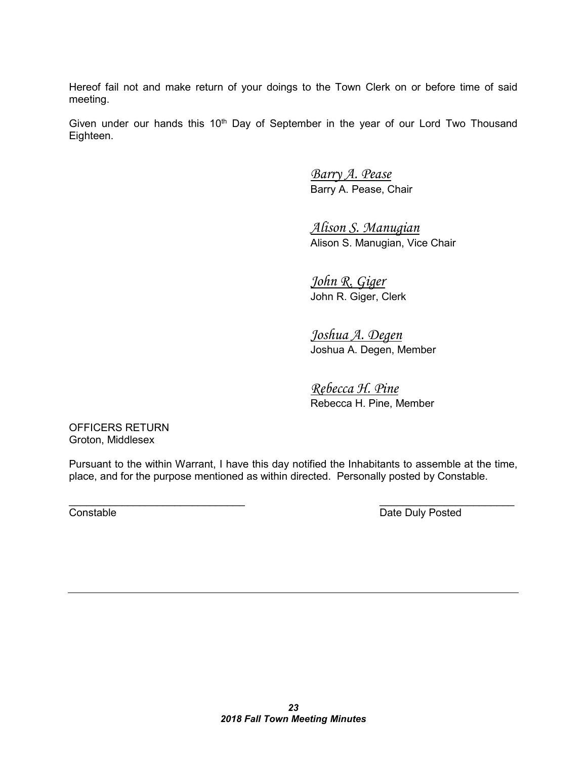Hereof fail not and make return of your doings to the Town Clerk on or before time of said meeting.

Given under our hands this 10th Day of September in the year of our Lord Two Thousand Eighteen.

*Barry A. Pease*
Barry A. Pease, Chair

*Alison S. Manugian*
Alison S. Manugian, Vice Chair

*John R. Giger*
John R. Giger, Clerk

*Joshua A. Degen*
Joshua A. Degen, Member

*Rebecca H. Pine*
Rebecca H. Pine, Member

OFFICERS RETURN
Groton, Middlesex

Pursuant to the within Warrant, I have this day notified the Inhabitants to assemble at the time, place, and for the purpose mentioned as within directed. Personally posted by Constable.

\_\_\_\_\_\_\_\_\_\_\_\_\_\_\_\_\_\_\_\_\_\_\_\_\_\_\_\_\_\_ \_\_\_\_\_\_\_\_\_\_\_\_\_\_\_\_\_\_\_\_\_\_\_\_
Constable Date Duly Posted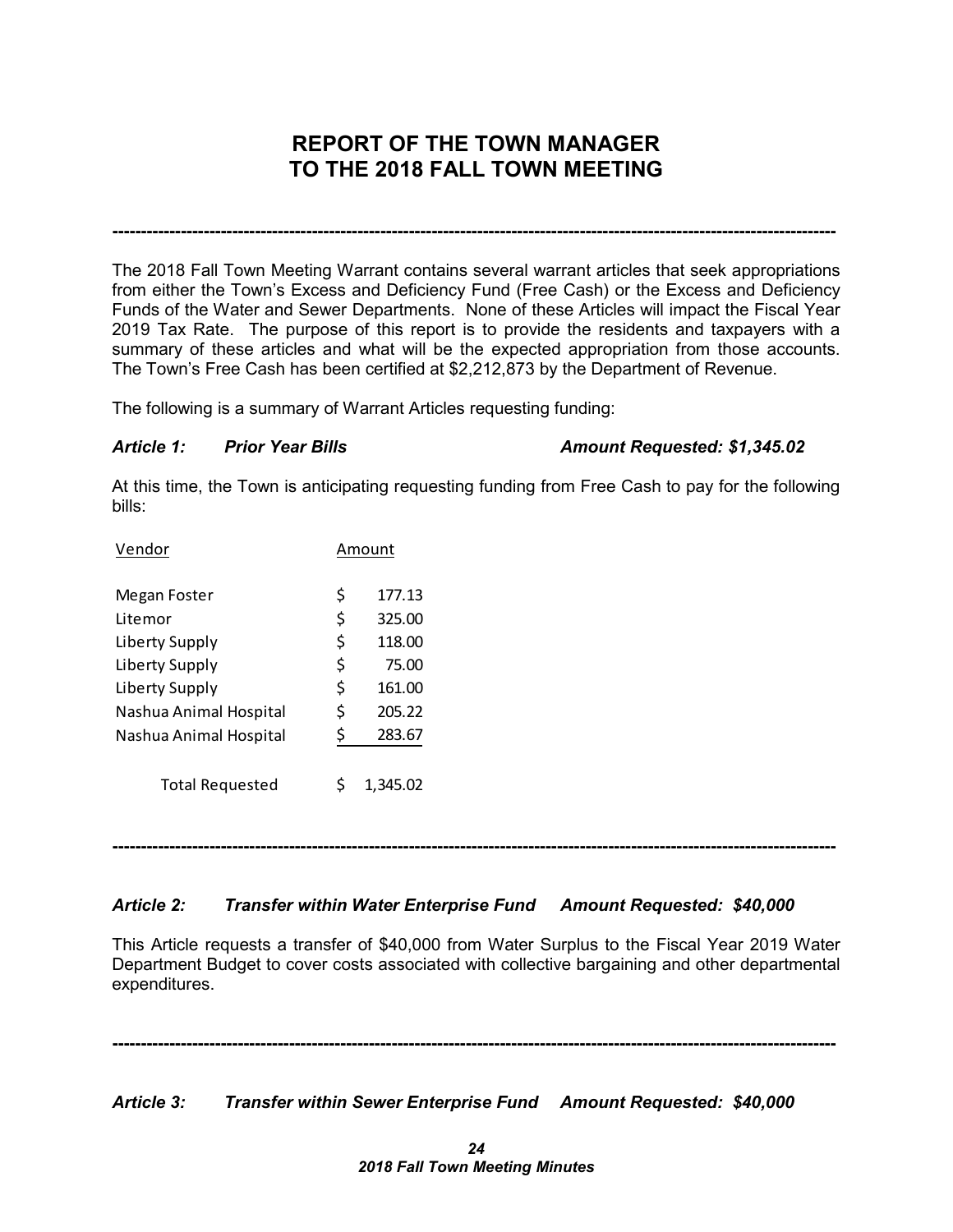# REPORT OF THE TOWN MANAGER TO THE 2018 FALL TOWN MEETING

---

The 2018 Fall Town Meeting Warrant contains several warrant articles that seek appropriations from either the Town's Excess and Deficiency Fund (Free Cash) or the Excess and Deficiency Funds of the Water and Sewer Departments. None of these Articles will impact the Fiscal Year 2019 Tax Rate. The purpose of this report is to provide the residents and taxpayers with a summary of these articles and what will be the expected appropriation from those accounts. The Town's Free Cash has been certified at $2,212,873 by the Department of Revenue.

The following is a summary of Warrant Articles requesting funding:

***Article 1: Prior Year Bills — Amount Requested: $1,345.02***

At this time, the Town is anticipating requesting funding from Free Cash to pay for the following bills:

| Vendor | Amount |
|---|---|
| Megan Foster | $ 177.13 |
| Litemor | $ 325.00 |
| Liberty Supply | $ 118.00 |
| Liberty Supply | $ 75.00 |
| Liberty Supply | $ 161.00 |
| Nashua Animal Hospital | $ 205.22 |
| Nashua Animal Hospital | $ 283.67 |
| Total Requested | $ 1,345.02 |

---

***Article 2: Transfer within Water Enterprise Fund — Amount Requested: $40,000***

This Article requests a transfer of $40,000 from Water Surplus to the Fiscal Year 2019 Water Department Budget to cover costs associated with collective bargaining and other departmental expenditures.

---

***Article 3: Transfer within Sewer Enterprise Fund — Amount Requested: $40,000***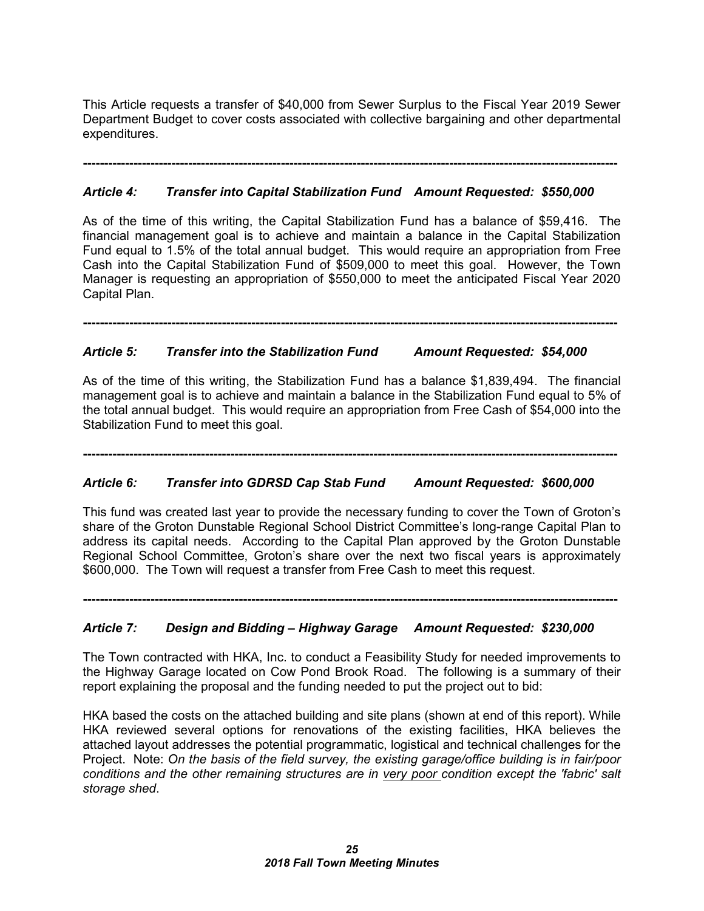This Article requests a transfer of $40,000 from Sewer Surplus to the Fiscal Year 2019 Sewer Department Budget to cover costs associated with collective bargaining and other departmental expenditures.

---

### *Article 4: Transfer into Capital Stabilization Fund Amount Requested: $550,000*

As of the time of this writing, the Capital Stabilization Fund has a balance of $59,416. The financial management goal is to achieve and maintain a balance in the Capital Stabilization Fund equal to 1.5% of the total annual budget. This would require an appropriation from Free Cash into the Capital Stabilization Fund of $509,000 to meet this goal. However, the Town Manager is requesting an appropriation of $550,000 to meet the anticipated Fiscal Year 2020 Capital Plan.

---

### *Article 5: Transfer into the Stabilization Fund Amount Requested: $54,000*

As of the time of this writing, the Stabilization Fund has a balance $1,839,494. The financial management goal is to achieve and maintain a balance in the Stabilization Fund equal to 5% of the total annual budget. This would require an appropriation from Free Cash of $54,000 into the Stabilization Fund to meet this goal.

---

### *Article 6: Transfer into GDRSD Cap Stab Fund Amount Requested: $600,000*

This fund was created last year to provide the necessary funding to cover the Town of Groton's share of the Groton Dunstable Regional School District Committee's long-range Capital Plan to address its capital needs. According to the Capital Plan approved by the Groton Dunstable Regional School Committee, Groton's share over the next two fiscal years is approximately $600,000. The Town will request a transfer from Free Cash to meet this request.

---

### *Article 7: Design and Bidding – Highway Garage Amount Requested: $230,000*

The Town contracted with HKA, Inc. to conduct a Feasibility Study for needed improvements to the Highway Garage located on Cow Pond Brook Road. The following is a summary of their report explaining the proposal and the funding needed to put the project out to bid:

HKA based the costs on the attached building and site plans (shown at end of this report). While HKA reviewed several options for renovations of the existing facilities, HKA believes the attached layout addresses the potential programmatic, logistical and technical challenges for the Project. Note: *On the basis of the field survey, the existing garage/office building is in fair/poor conditions and the other remaining structures are in <u>very poor</u> condition except the 'fabric' salt storage shed*.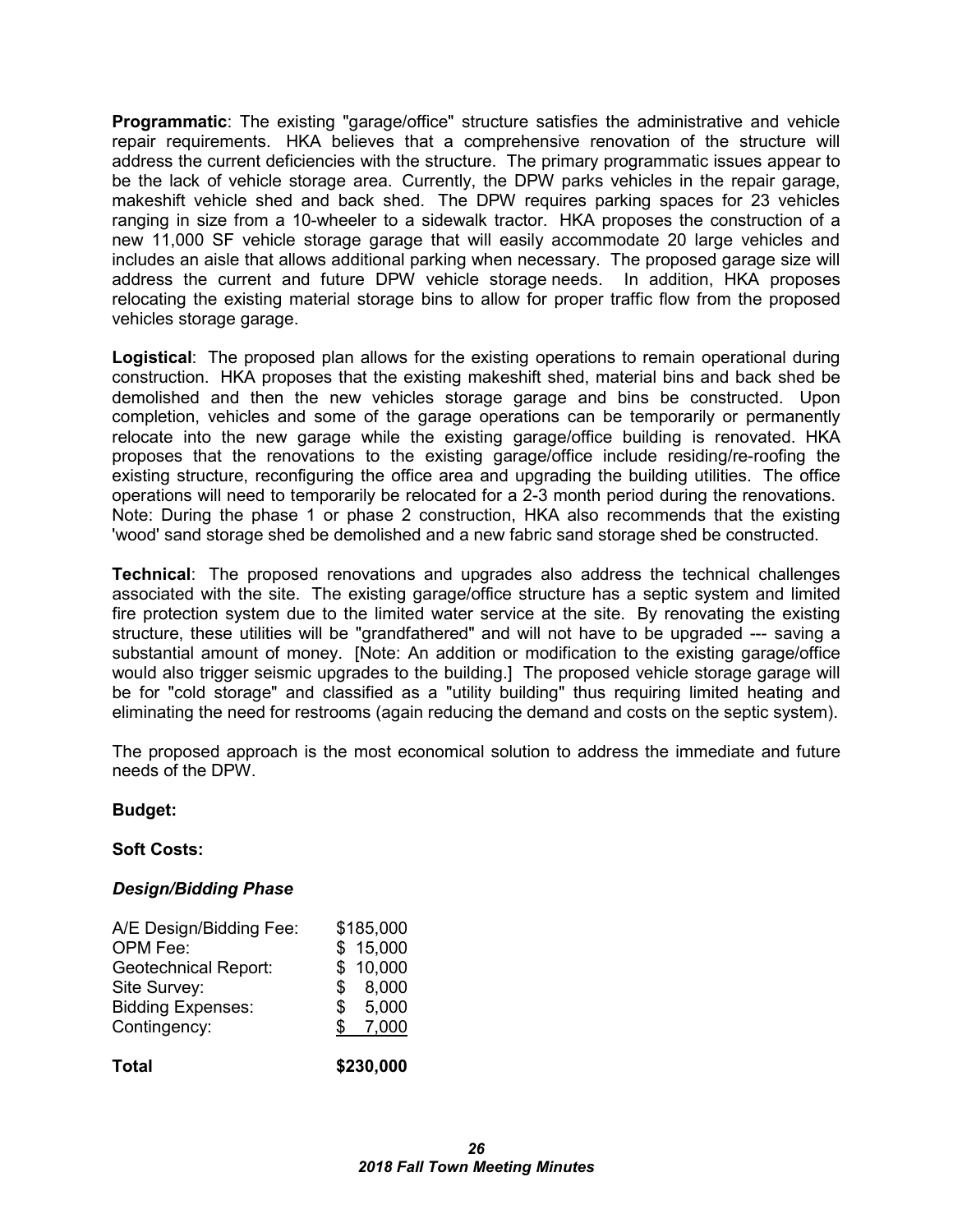**Programmatic**: The existing "garage/office" structure satisfies the administrative and vehicle repair requirements. HKA believes that a comprehensive renovation of the structure will address the current deficiencies with the structure. The primary programmatic issues appear to be the lack of vehicle storage area. Currently, the DPW parks vehicles in the repair garage, makeshift vehicle shed and back shed. The DPW requires parking spaces for 23 vehicles ranging in size from a 10-wheeler to a sidewalk tractor. HKA proposes the construction of a new 11,000 SF vehicle storage garage that will easily accommodate 20 large vehicles and includes an aisle that allows additional parking when necessary. The proposed garage size will address the current and future DPW vehicle storage needs. In addition, HKA proposes relocating the existing material storage bins to allow for proper traffic flow from the proposed vehicles storage garage.

**Logistical**: The proposed plan allows for the existing operations to remain operational during construction. HKA proposes that the existing makeshift shed, material bins and back shed be demolished and then the new vehicles storage garage and bins be constructed. Upon completion, vehicles and some of the garage operations can be temporarily or permanently relocate into the new garage while the existing garage/office building is renovated. HKA proposes that the renovations to the existing garage/office include residing/re-roofing the existing structure, reconfiguring the office area and upgrading the building utilities. The office operations will need to temporarily be relocated for a 2-3 month period during the renovations. Note: During the phase 1 or phase 2 construction, HKA also recommends that the existing 'wood' sand storage shed be demolished and a new fabric sand storage shed be constructed.

**Technical**: The proposed renovations and upgrades also address the technical challenges associated with the site. The existing garage/office structure has a septic system and limited fire protection system due to the limited water service at the site. By renovating the existing structure, these utilities will be "grandfathered" and will not have to be upgraded --- saving a substantial amount of money. [Note: An addition or modification to the existing garage/office would also trigger seismic upgrades to the building.] The proposed vehicle storage garage will be for "cold storage" and classified as a "utility building" thus requiring limited heating and eliminating the need for restrooms (again reducing the demand and costs on the septic system).

The proposed approach is the most economical solution to address the immediate and future needs of the DPW.

**Budget:**

**Soft Costs:**

***Design/Bidding Phase***

| | |
|---|---|
| A/E Design/Bidding Fee: | $185,000 |
| OPM Fee: | $ 15,000 |
| Geotechnical Report: | $ 10,000 |
| Site Survey: | $ 8,000 |
| Bidding Expenses: | $ 5,000 |
| Contingency: | $ 7,000 |
| **Total** | **$230,000** |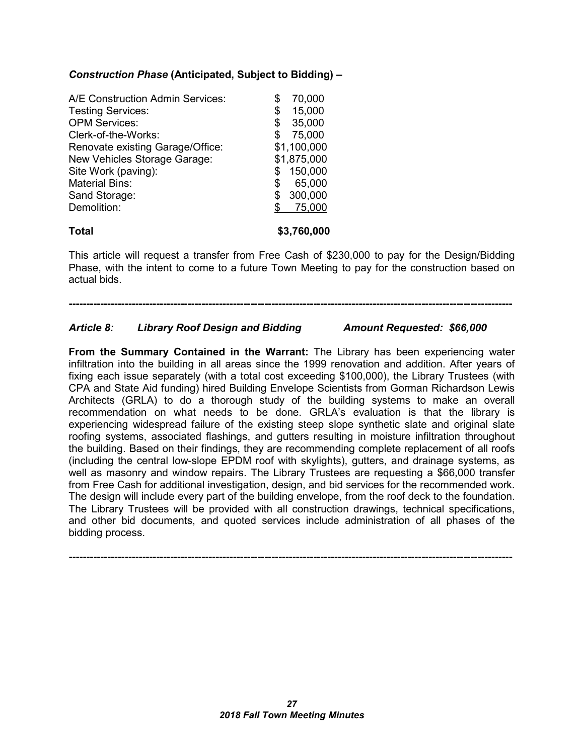***Construction Phase*** **(Anticipated, Subject to Bidding) –**

| | |
|---|---|
| A/E Construction Admin Services: | $ 70,000 |
| Testing Services: | $ 15,000 |
| OPM Services: | $ 35,000 |
| Clerk-of-the-Works: | $ 75,000 |
| Renovate existing Garage/Office: | $1,100,000 |
| New Vehicles Storage Garage: | $1,875,000 |
| Site Work (paving): | $ 150,000 |
| Material Bins: | $ 65,000 |
| Sand Storage: | $ 300,000 |
| Demolition: | $ 75,000 |
| **Total** | **$3,760,000** |

This article will request a transfer from Free Cash of $230,000 to pay for the Design/Bidding Phase, with the intent to come to a future Town Meeting to pay for the construction based on actual bids.

---

***Article 8: Library Roof Design and Bidding Amount Requested: $66,000***

**From the Summary Contained in the Warrant:** The Library has been experiencing water infiltration into the building in all areas since the 1999 renovation and addition. After years of fixing each issue separately (with a total cost exceeding $100,000), the Library Trustees (with CPA and State Aid funding) hired Building Envelope Scientists from Gorman Richardson Lewis Architects (GRLA) to do a thorough study of the building systems to make an overall recommendation on what needs to be done. GRLA's evaluation is that the library is experiencing widespread failure of the existing steep slope synthetic slate and original slate roofing systems, associated flashings, and gutters resulting in moisture infiltration throughout the building. Based on their findings, they are recommending complete replacement of all roofs (including the central low-slope EPDM roof with skylights), gutters, and drainage systems, as well as masonry and window repairs. The Library Trustees are requesting a $66,000 transfer from Free Cash for additional investigation, design, and bid services for the recommended work. The design will include every part of the building envelope, from the roof deck to the foundation. The Library Trustees will be provided with all construction drawings, technical specifications, and other bid documents, and quoted services include administration of all phases of the bidding process.

---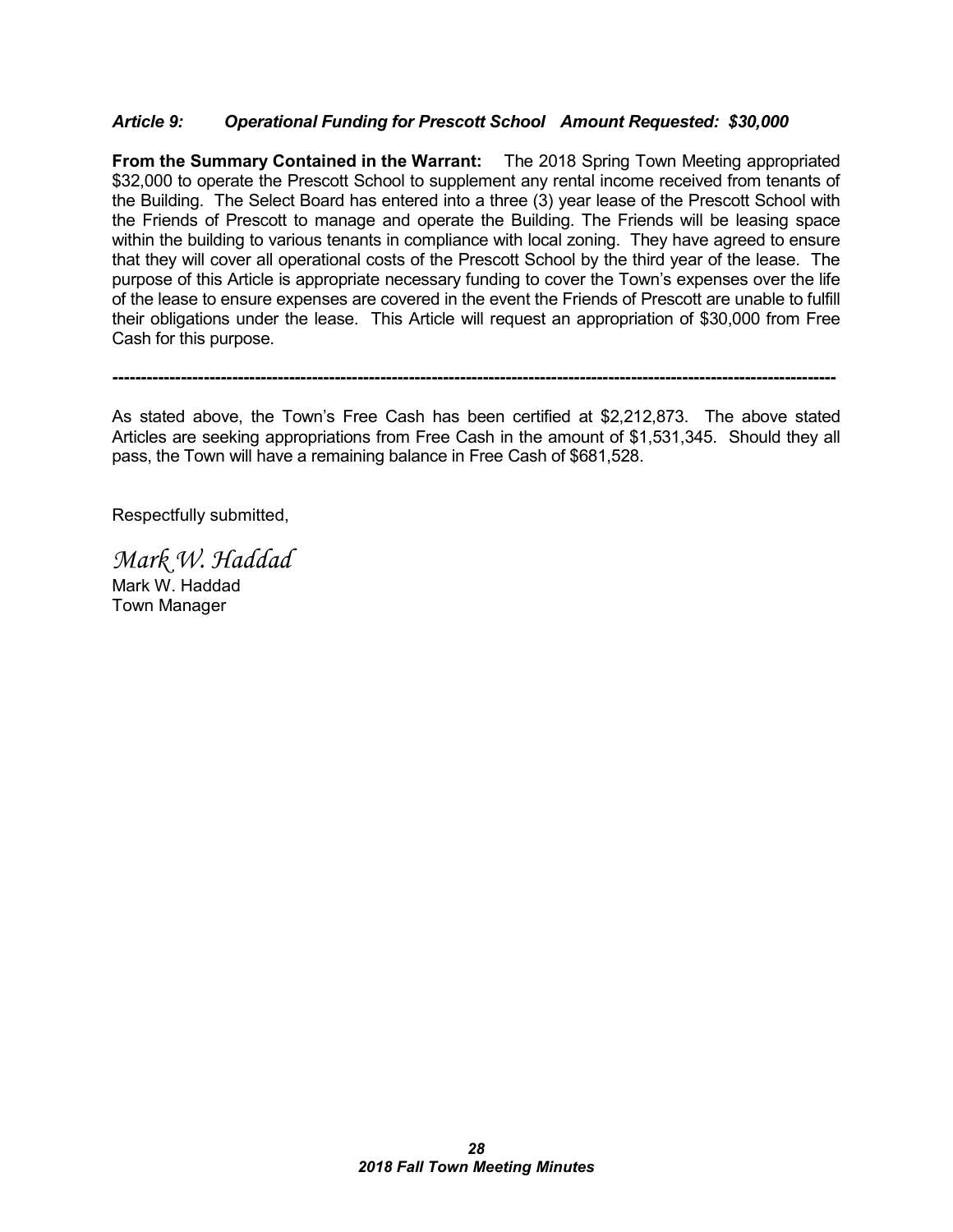***Article 9: Operational Funding for Prescott School Amount Requested: $30,000***

**From the Summary Contained in the Warrant:** The 2018 Spring Town Meeting appropriated $32,000 to operate the Prescott School to supplement any rental income received from tenants of the Building. The Select Board has entered into a three (3) year lease of the Prescott School with the Friends of Prescott to manage and operate the Building. The Friends will be leasing space within the building to various tenants in compliance with local zoning. They have agreed to ensure that they will cover all operational costs of the Prescott School by the third year of the lease. The purpose of this Article is appropriate necessary funding to cover the Town's expenses over the life of the lease to ensure expenses are covered in the event the Friends of Prescott are unable to fulfill their obligations under the lease. This Article will request an appropriation of $30,000 from Free Cash for this purpose.

---

As stated above, the Town's Free Cash has been certified at $2,212,873. The above stated Articles are seeking appropriations from Free Cash in the amount of $1,531,345. Should they all pass, the Town will have a remaining balance in Free Cash of $681,528.

Respectfully submitted,

*Mark W. Haddad*

Mark W. Haddad
Town Manager